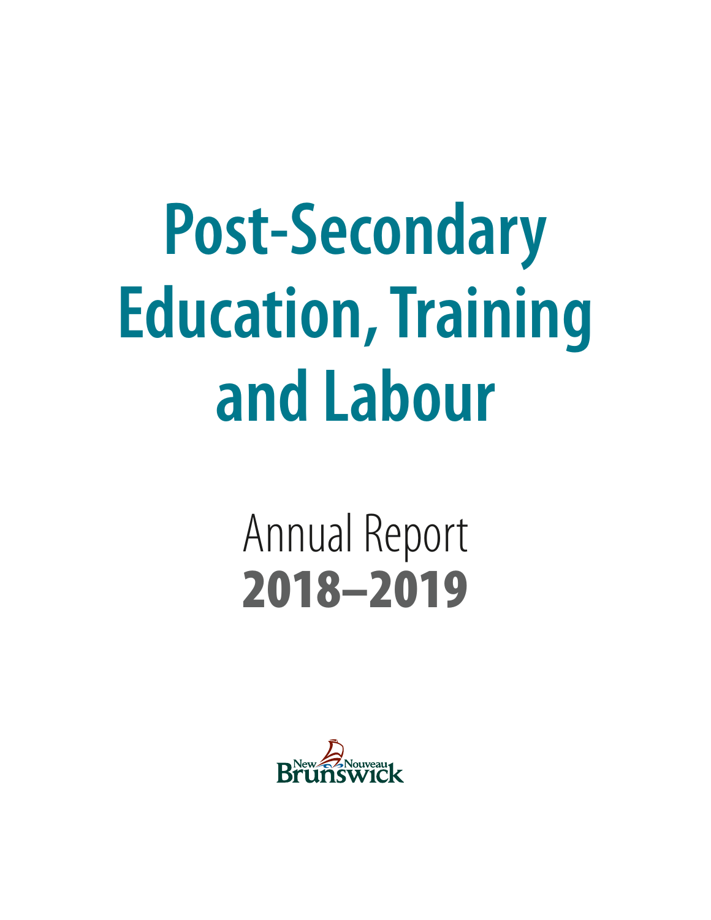# Post-Secondary Education, Training and Labour

## Annual Report
## 2018–2019

New Brunswick Nouveau Brunswick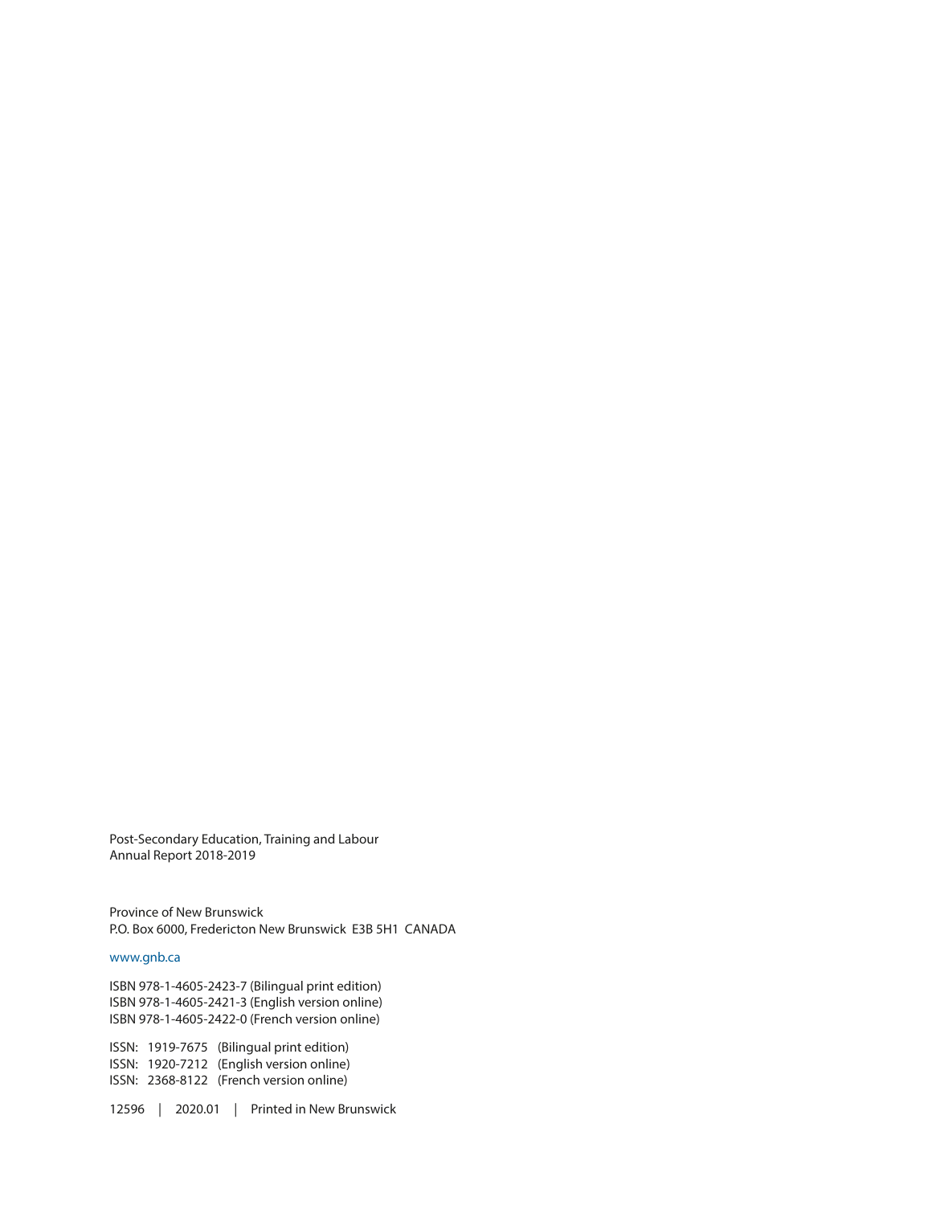Post-Secondary Education, Training and Labour
Annual Report 2018-2019

Province of New Brunswick
P.O. Box 6000, Fredericton New Brunswick E3B 5H1 CANADA

www.gnb.ca

ISBN 978-1-4605-2423-7 (Bilingual print edition)
ISBN 978-1-4605-2421-3 (English version online)
ISBN 978-1-4605-2422-0 (French version online)

ISSN: 1919-7675 (Bilingual print edition)
ISSN: 1920-7212 (English version online)
ISSN: 2368-8122 (French version online)

12596 | 2020.01 | Printed in New Brunswick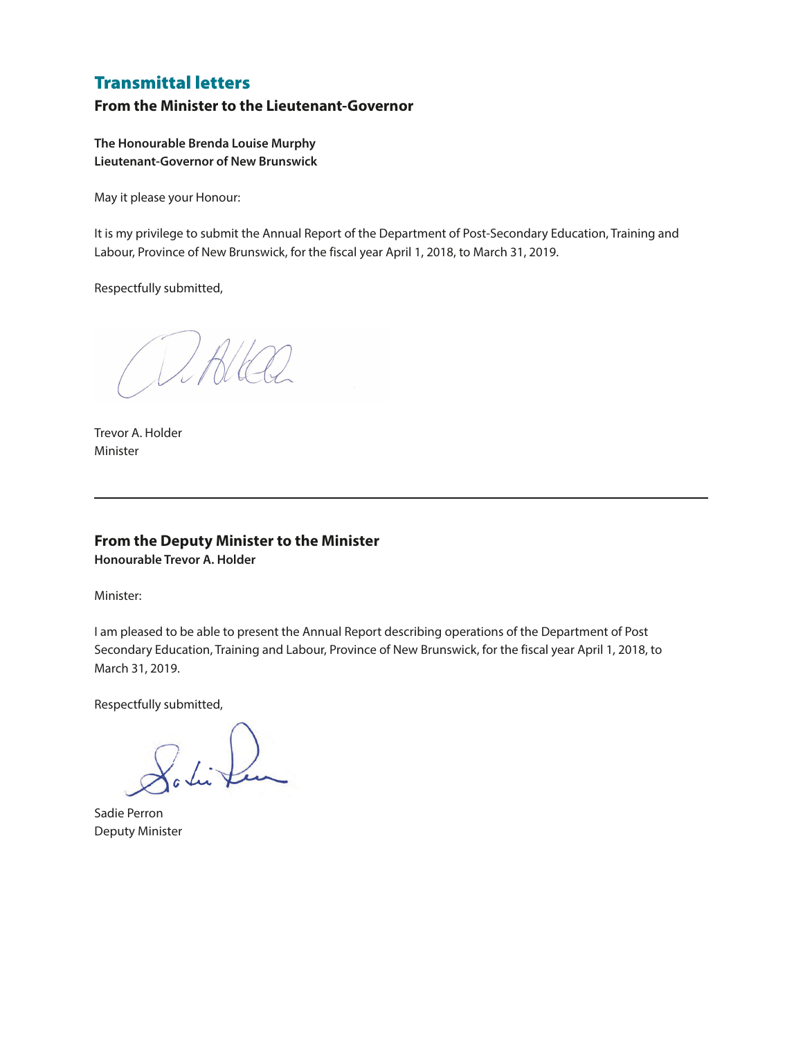# Transmittal letters

## From the Minister to the Lieutenant-Governor

**The Honourable Brenda Louise Murphy**
**Lieutenant-Governor of New Brunswick**

May it please your Honour:

It is my privilege to submit the Annual Report of the Department of Post-Secondary Education, Training and Labour, Province of New Brunswick, for the fiscal year April 1, 2018, to March 31, 2019.

Respectfully submitted,

Trevor A. Holder
Minister

---

## From the Deputy Minister to the Minister

**Honourable Trevor A. Holder**

Minister:

I am pleased to be able to present the Annual Report describing operations of the Department of Post Secondary Education, Training and Labour, Province of New Brunswick, for the fiscal year April 1, 2018, to March 31, 2019.

Respectfully submitted,

Sadie Perron
Deputy Minister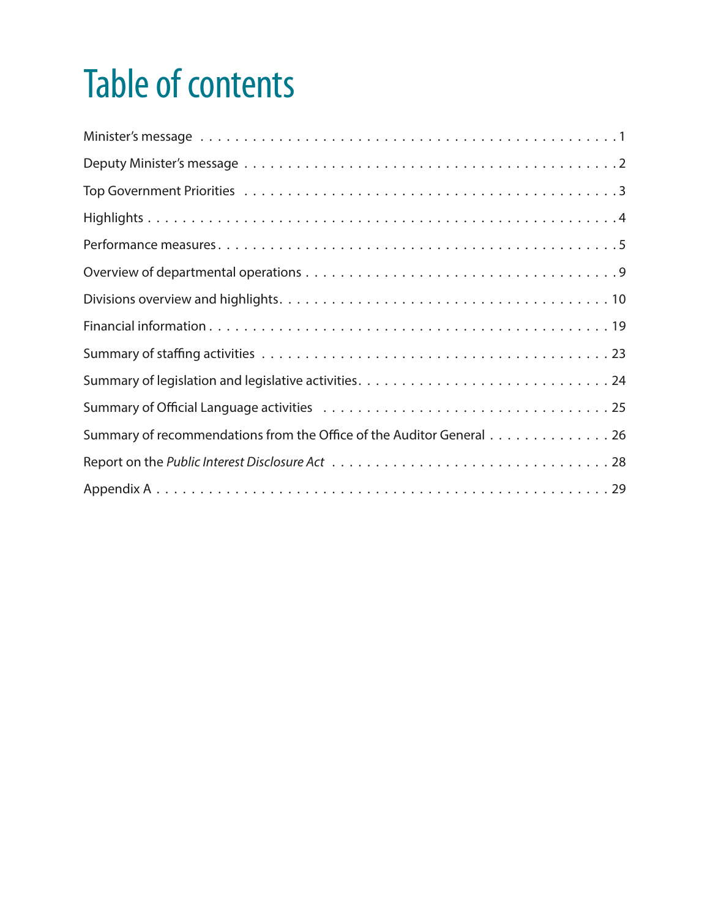# Table of contents

Minister's message . . . . . . . . . . . . . . . . . . . . . . . . . . . . . . . . . . . . . . . . . . . . . 1

Deputy Minister's message . . . . . . . . . . . . . . . . . . . . . . . . . . . . . . . . . . . . . . . . . 2

Top Government Priorities . . . . . . . . . . . . . . . . . . . . . . . . . . . . . . . . . . . . . . . . . 3

Highlights . . . . . . . . . . . . . . . . . . . . . . . . . . . . . . . . . . . . . . . . . . . . . . . . . 4

Performance measures . . . . . . . . . . . . . . . . . . . . . . . . . . . . . . . . . . . . . . . . . . 5

Overview of departmental operations . . . . . . . . . . . . . . . . . . . . . . . . . . . . . . . . . 9

Divisions overview and highlights . . . . . . . . . . . . . . . . . . . . . . . . . . . . . . . . . . . 10

Financial information . . . . . . . . . . . . . . . . . . . . . . . . . . . . . . . . . . . . . . . . . 19

Summary of staffing activities . . . . . . . . . . . . . . . . . . . . . . . . . . . . . . . . . . . . . 23

Summary of legislation and legislative activities . . . . . . . . . . . . . . . . . . . . . . . . . . 24

Summary of Official Language activities . . . . . . . . . . . . . . . . . . . . . . . . . . . . . . . 25

Summary of recommendations from the Office of the Auditor General . . . . . . . . . . . . . 26

Report on the *Public Interest Disclosure Act* . . . . . . . . . . . . . . . . . . . . . . . . . . . . 28

Appendix A . . . . . . . . . . . . . . . . . . . . . . . . . . . . . . . . . . . . . . . . . . . . . . . 29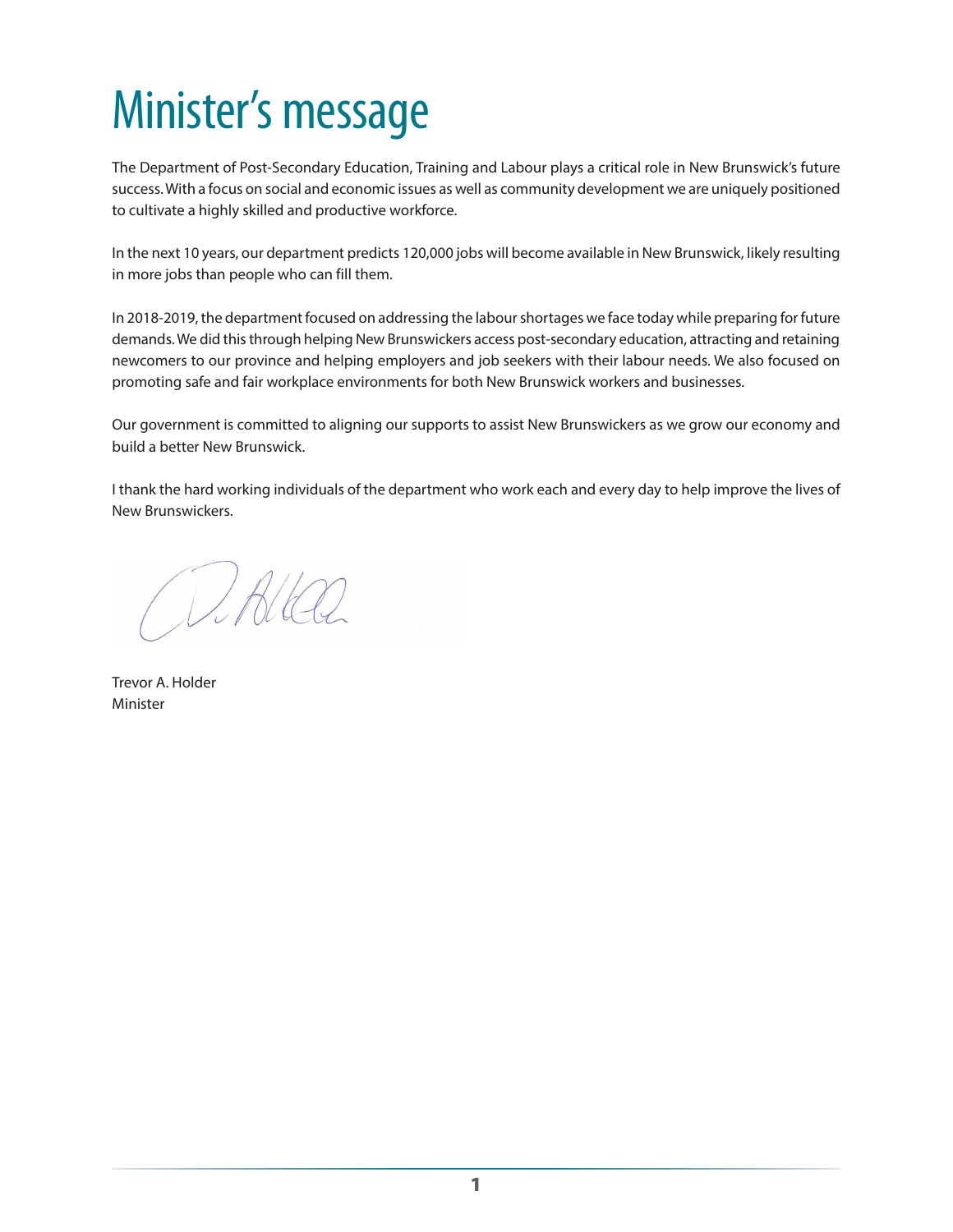# Minister's message

The Department of Post-Secondary Education, Training and Labour plays a critical role in New Brunswick's future success. With a focus on social and economic issues as well as community development we are uniquely positioned to cultivate a highly skilled and productive workforce.

In the next 10 years, our department predicts 120,000 jobs will become available in New Brunswick, likely resulting in more jobs than people who can fill them.

In 2018-2019, the department focused on addressing the labour shortages we face today while preparing for future demands. We did this through helping New Brunswickers access post-secondary education, attracting and retaining newcomers to our province and helping employers and job seekers with their labour needs. We also focused on promoting safe and fair workplace environments for both New Brunswick workers and businesses.

Our government is committed to aligning our supports to assist New Brunswickers as we grow our economy and build a better New Brunswick.

I thank the hard working individuals of the department who work each and every day to help improve the lives of New Brunswickers.

Trevor A. Holder
Minister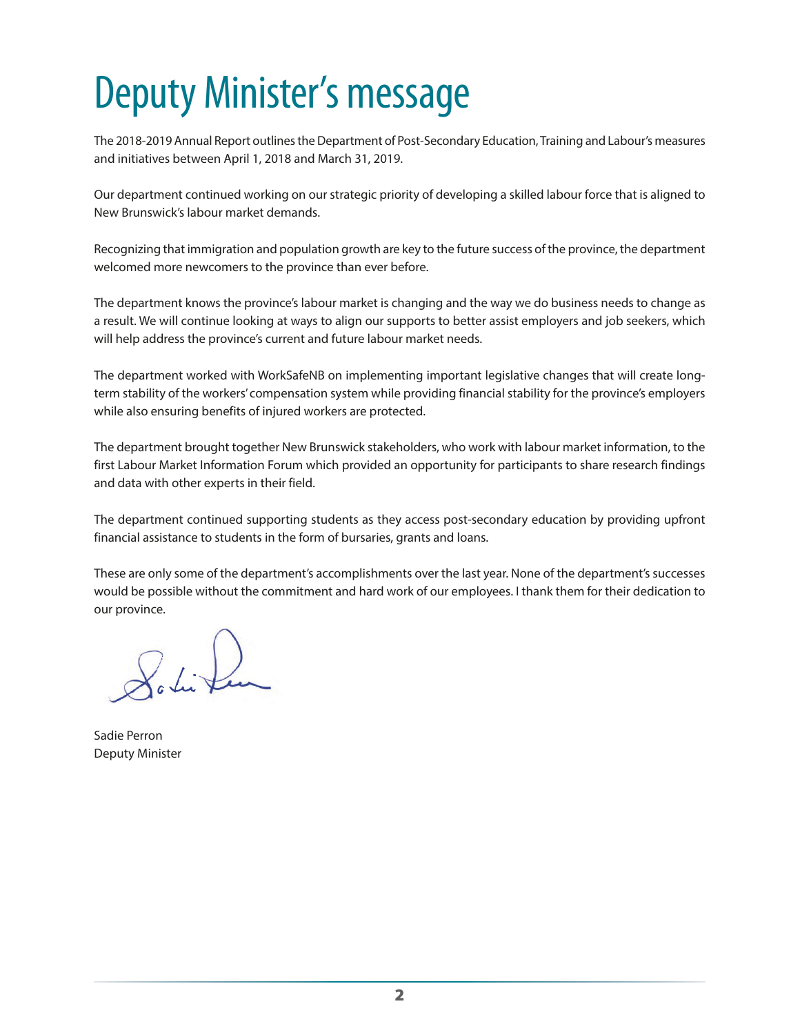# Deputy Minister's message

The 2018-2019 Annual Report outlines the Department of Post-Secondary Education, Training and Labour's measures and initiatives between April 1, 2018 and March 31, 2019.

Our department continued working on our strategic priority of developing a skilled labour force that is aligned to New Brunswick's labour market demands.

Recognizing that immigration and population growth are key to the future success of the province, the department welcomed more newcomers to the province than ever before.

The department knows the province's labour market is changing and the way we do business needs to change as a result. We will continue looking at ways to align our supports to better assist employers and job seekers, which will help address the province's current and future labour market needs.

The department worked with WorkSafeNB on implementing important legislative changes that will create long-term stability of the workers' compensation system while providing financial stability for the province's employers while also ensuring benefits of injured workers are protected.

The department brought together New Brunswick stakeholders, who work with labour market information, to the first Labour Market Information Forum which provided an opportunity for participants to share research findings and data with other experts in their field.

The department continued supporting students as they access post-secondary education by providing upfront financial assistance to students in the form of bursaries, grants and loans.

These are only some of the department's accomplishments over the last year. None of the department's successes would be possible without the commitment and hard work of our employees. I thank them for their dedication to our province.

Sadie Perron
Deputy Minister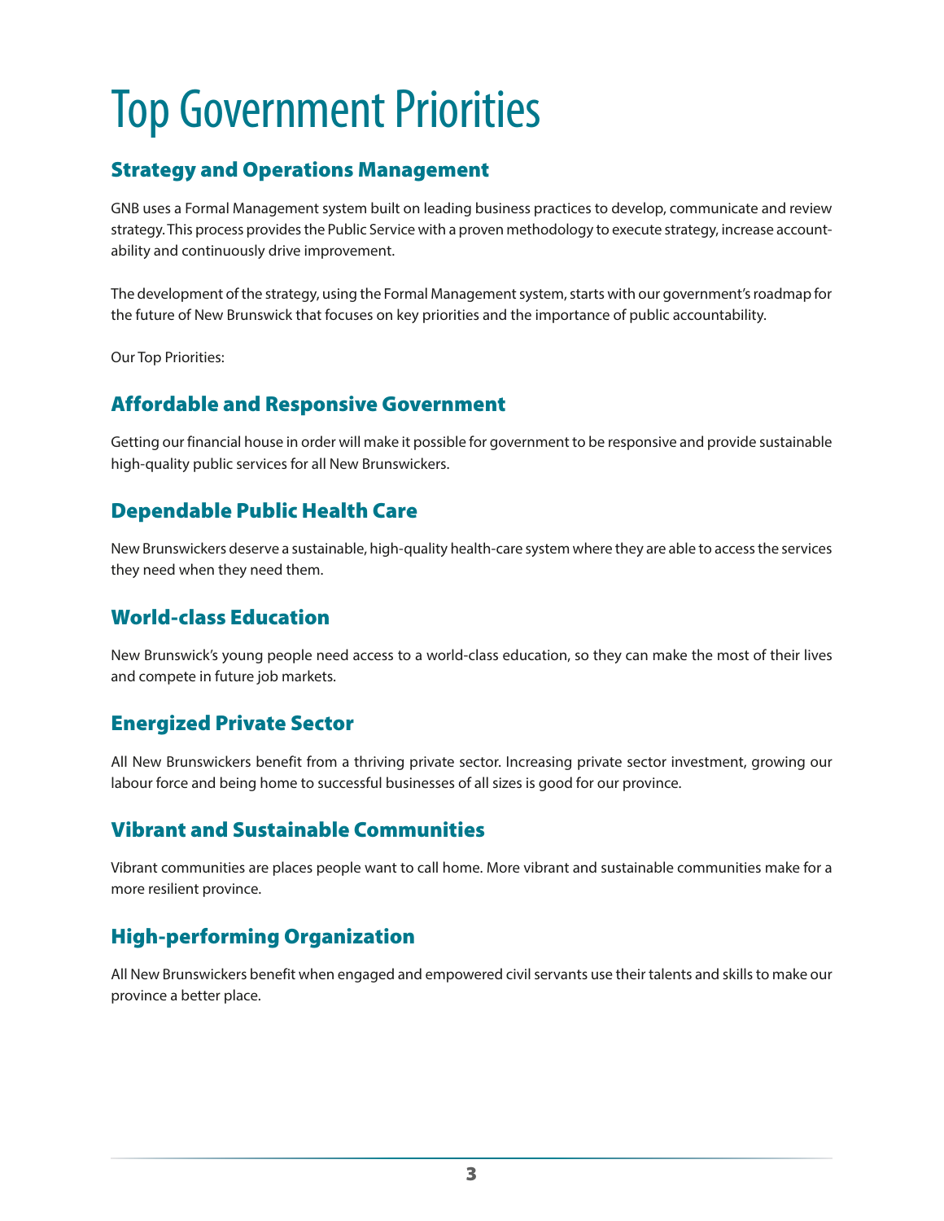# Top Government Priorities

## Strategy and Operations Management

GNB uses a Formal Management system built on leading business practices to develop, communicate and review strategy. This process provides the Public Service with a proven methodology to execute strategy, increase accountability and continuously drive improvement.

The development of the strategy, using the Formal Management system, starts with our government's roadmap for the future of New Brunswick that focuses on key priorities and the importance of public accountability.

Our Top Priorities:

## Affordable and Responsive Government

Getting our financial house in order will make it possible for government to be responsive and provide sustainable high-quality public services for all New Brunswickers.

## Dependable Public Health Care

New Brunswickers deserve a sustainable, high-quality health-care system where they are able to access the services they need when they need them.

## World-class Education

New Brunswick's young people need access to a world-class education, so they can make the most of their lives and compete in future job markets.

## Energized Private Sector

All New Brunswickers benefit from a thriving private sector. Increasing private sector investment, growing our labour force and being home to successful businesses of all sizes is good for our province.

## Vibrant and Sustainable Communities

Vibrant communities are places people want to call home. More vibrant and sustainable communities make for a more resilient province.

## High-performing Organization

All New Brunswickers benefit when engaged and empowered civil servants use their talents and skills to make our province a better place.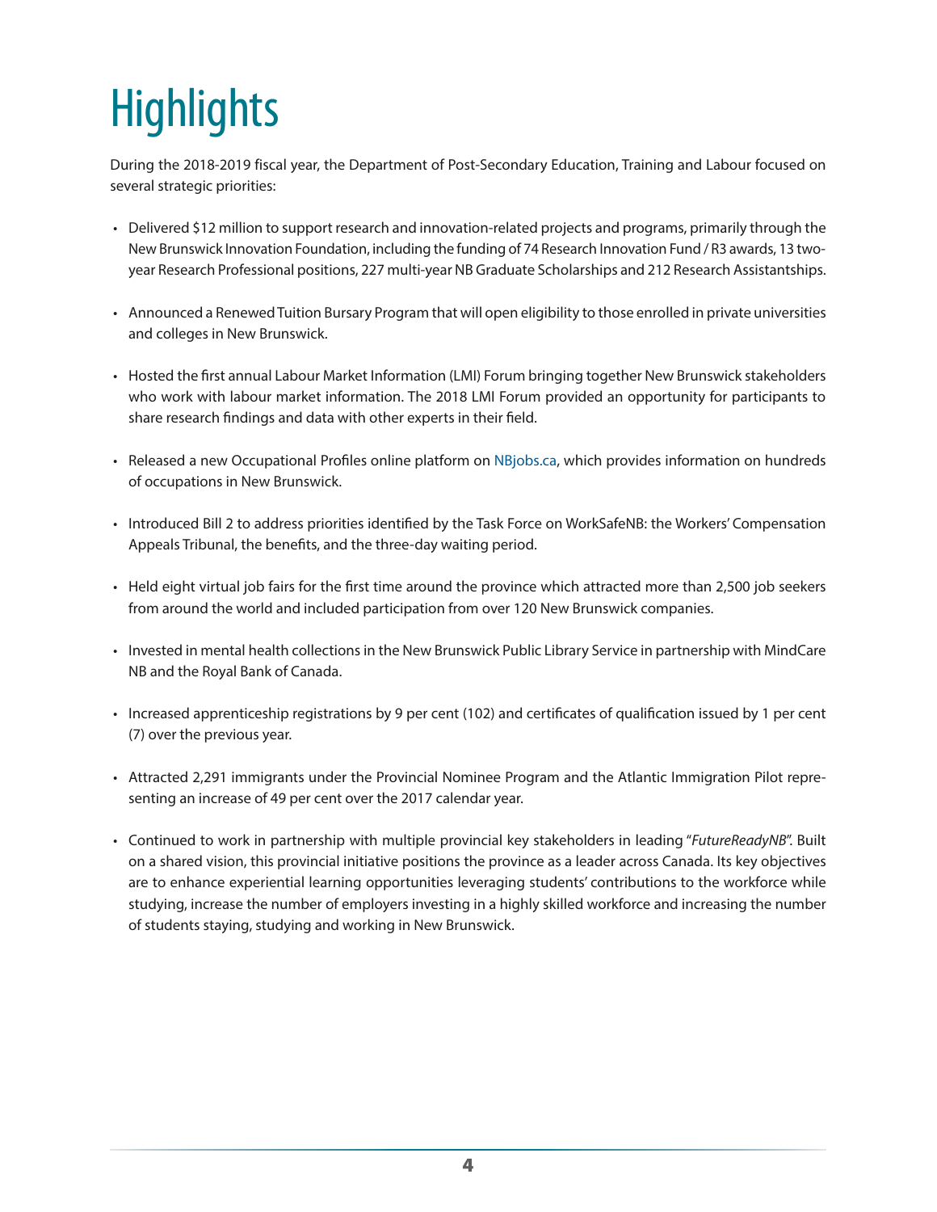# Highlights

During the 2018-2019 fiscal year, the Department of Post-Secondary Education, Training and Labour focused on several strategic priorities:

- Delivered $12 million to support research and innovation-related projects and programs, primarily through the New Brunswick Innovation Foundation, including the funding of 74 Research Innovation Fund / R3 awards, 13 two-year Research Professional positions, 227 multi-year NB Graduate Scholarships and 212 Research Assistantships.
- Announced a Renewed Tuition Bursary Program that will open eligibility to those enrolled in private universities and colleges in New Brunswick.
- Hosted the first annual Labour Market Information (LMI) Forum bringing together New Brunswick stakeholders who work with labour market information. The 2018 LMI Forum provided an opportunity for participants to share research findings and data with other experts in their field.
- Released a new Occupational Profiles online platform on NBjobs.ca, which provides information on hundreds of occupations in New Brunswick.
- Introduced Bill 2 to address priorities identified by the Task Force on WorkSafeNB: the Workers' Compensation Appeals Tribunal, the benefits, and the three-day waiting period.
- Held eight virtual job fairs for the first time around the province which attracted more than 2,500 job seekers from around the world and included participation from over 120 New Brunswick companies.
- Invested in mental health collections in the New Brunswick Public Library Service in partnership with MindCare NB and the Royal Bank of Canada.
- Increased apprenticeship registrations by 9 per cent (102) and certificates of qualification issued by 1 per cent (7) over the previous year.
- Attracted 2,291 immigrants under the Provincial Nominee Program and the Atlantic Immigration Pilot representing an increase of 49 per cent over the 2017 calendar year.
- Continued to work in partnership with multiple provincial key stakeholders in leading "*FutureReadyNB*". Built on a shared vision, this provincial initiative positions the province as a leader across Canada. Its key objectives are to enhance experiential learning opportunities leveraging students' contributions to the workforce while studying, increase the number of employers investing in a highly skilled workforce and increasing the number of students staying, studying and working in New Brunswick.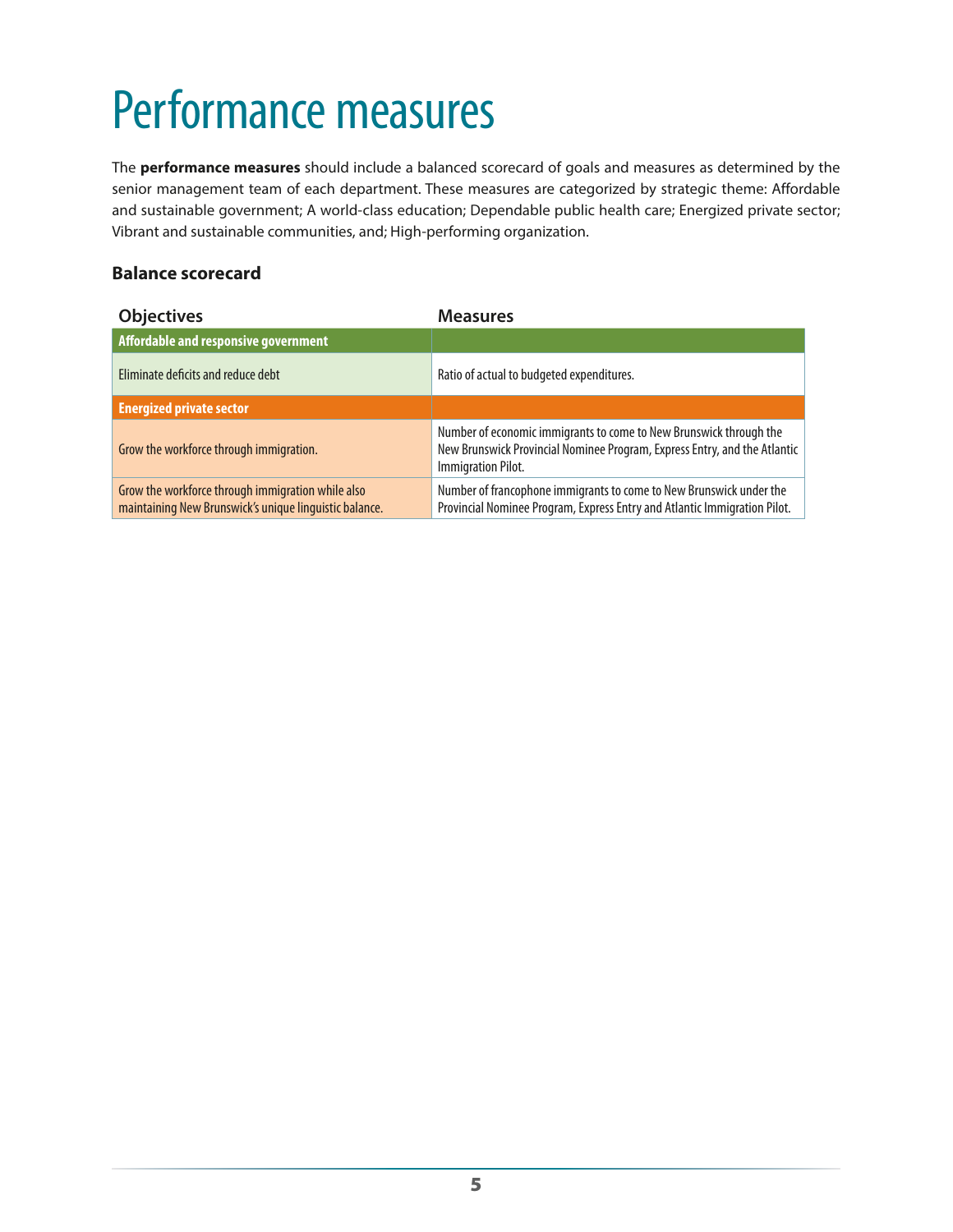# Performance measures

The **performance measures** should include a balanced scorecard of goals and measures as determined by the senior management team of each department. These measures are categorized by strategic theme: Affordable and sustainable government; A world-class education; Dependable public health care; Energized private sector; Vibrant and sustainable communities, and; High-performing organization.

### Balance scorecard

| Objectives | Measures |
|---|---|
| **Affordable and responsive government** | |
| Eliminate deficits and reduce debt | Ratio of actual to budgeted expenditures. |
| **Energized private sector** | |
| Grow the workforce through immigration. | Number of economic immigrants to come to New Brunswick through the New Brunswick Provincial Nominee Program, Express Entry, and the Atlantic Immigration Pilot. |
| Grow the workforce through immigration while also maintaining New Brunswick's unique linguistic balance. | Number of francophone immigrants to come to New Brunswick under the Provincial Nominee Program, Express Entry and Atlantic Immigration Pilot. |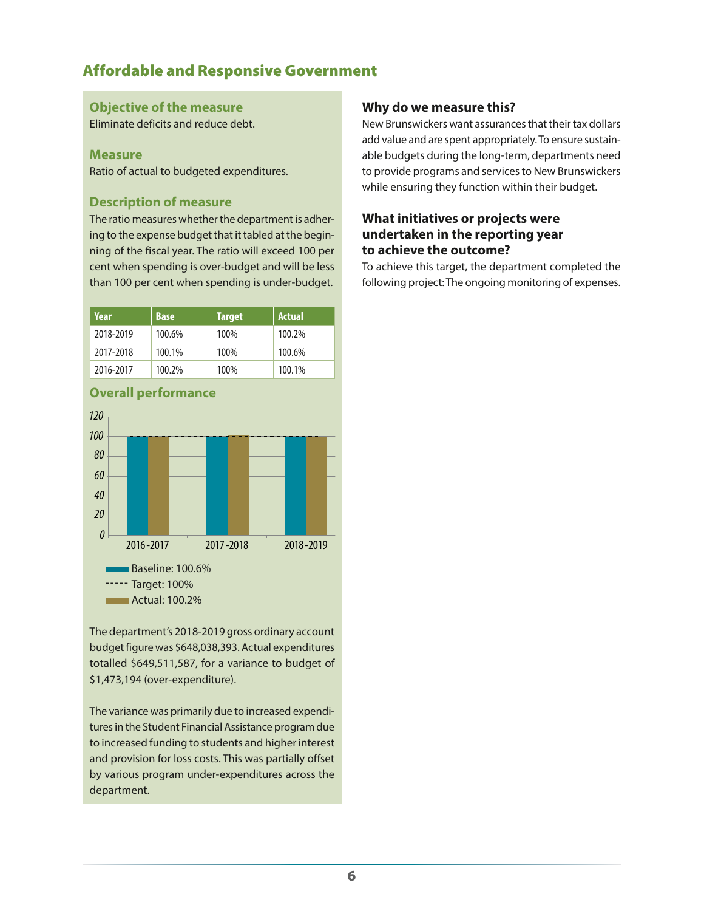## Affordable and Responsive Government

### Objective of the measure

Eliminate deficits and reduce debt.

### Measure

Ratio of actual to budgeted expenditures.

### Description of measure

The ratio measures whether the department is adhering to the expense budget that it tabled at the beginning of the fiscal year. The ratio will exceed 100 per cent when spending is over-budget and will be less than 100 per cent when spending is under-budget.

| Year | Base | Target | Actual |
|---|---|---|---|
| 2018-2019 | 100.6% | 100% | 100.2% |
| 2017-2018 | 100.1% | 100% | 100.6% |
| 2016-2017 | 100.2% | 100% | 100.1% |

### Overall performance

Baseline: 100.6%
Target: 100%
Actual: 100.2%

The department's 2018-2019 gross ordinary account budget figure was $648,038,393. Actual expenditures totalled $649,511,587, for a variance to budget of $1,473,194 (over-expenditure).

The variance was primarily due to increased expenditures in the Student Financial Assistance program due to increased funding to students and higher interest and provision for loss costs. This was partially offset by various program under-expenditures across the department.

### Why do we measure this?

New Brunswickers want assurances that their tax dollars add value and are spent appropriately. To ensure sustainable budgets during the long-term, departments need to provide programs and services to New Brunswickers while ensuring they function within their budget.

### What initiatives or projects were undertaken in the reporting year to achieve the outcome?

To achieve this target, the department completed the following project: The ongoing monitoring of expenses.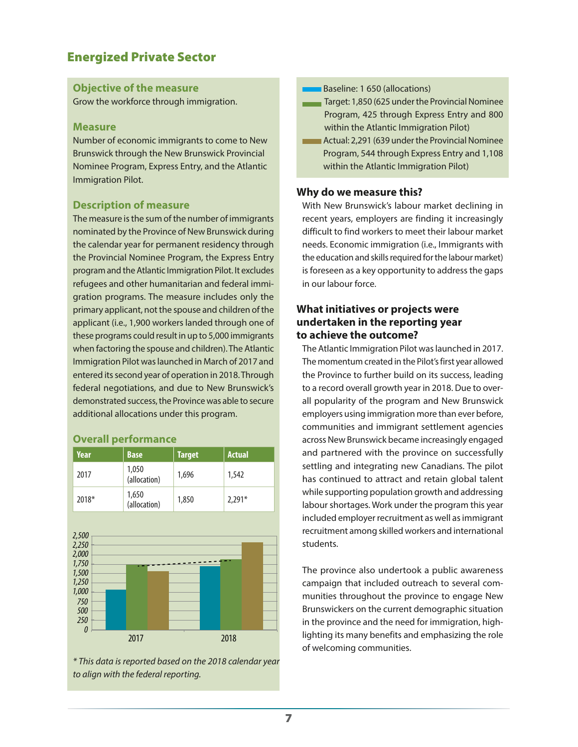## Energized Private Sector

### Objective of the measure

Grow the workforce through immigration.

### Measure

Number of economic immigrants to come to New Brunswick through the New Brunswick Provincial Nominee Program, Express Entry, and the Atlantic Immigration Pilot.

### Description of measure

The measure is the sum of the number of immigrants nominated by the Province of New Brunswick during the calendar year for permanent residency through the Provincial Nominee Program, the Express Entry program and the Atlantic Immigration Pilot. It excludes refugees and other humanitarian and federal immigration programs. The measure includes only the primary applicant, not the spouse and children of the applicant (i.e., 1,900 workers landed through one of these programs could result in up to 5,000 immigrants when factoring the spouse and children). The Atlantic Immigration Pilot was launched in March of 2017 and entered its second year of operation in 2018. Through federal negotiations, and due to New Brunswick's demonstrated success, the Province was able to secure additional allocations under this program.

### Overall performance

| Year | Base | Target | Actual |
|---|---|---|---|
| 2017 | 1,050 (allocation) | 1,696 | 1,542 |
| 2018* | 1,650 (allocation) | 1,850 | 2,291* |

*\* This data is reported based on the 2018 calendar year to align with the federal reporting.*

- Baseline: 1 650 (allocations)
- Target: 1,850 (625 under the Provincial Nominee Program, 425 through Express Entry and 800 within the Atlantic Immigration Pilot)
- Actual: 2,291 (639 under the Provincial Nominee Program, 544 through Express Entry and 1,108 within the Atlantic Immigration Pilot)

### Why do we measure this?

With New Brunswick's labour market declining in recent years, employers are finding it increasingly difficult to find workers to meet their labour market needs. Economic immigration (i.e., Immigrants with the education and skills required for the labour market) is foreseen as a key opportunity to address the gaps in our labour force.

### What initiatives or projects were undertaken in the reporting year to achieve the outcome?

The Atlantic Immigration Pilot was launched in 2017. The momentum created in the Pilot's first year allowed the Province to further build on its success, leading to a record overall growth year in 2018. Due to overall popularity of the program and New Brunswick employers using immigration more than ever before, communities and immigrant settlement agencies across New Brunswick became increasingly engaged and partnered with the province on successfully settling and integrating new Canadians. The pilot has continued to attract and retain global talent while supporting population growth and addressing labour shortages. Work under the program this year included employer recruitment as well as immigrant recruitment among skilled workers and international students.

The province also undertook a public awareness campaign that included outreach to several communities throughout the province to engage New Brunswickers on the current demographic situation in the province and the need for immigration, highlighting its many benefits and emphasizing the role of welcoming communities.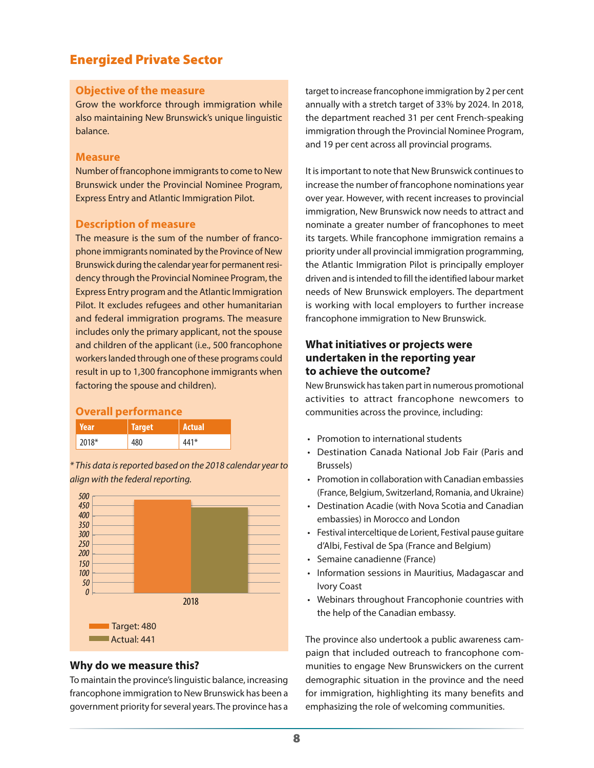## Energized Private Sector

### Objective of the measure

Grow the workforce through immigration while also maintaining New Brunswick's unique linguistic balance.

### Measure

Number of francophone immigrants to come to New Brunswick under the Provincial Nominee Program, Express Entry and Atlantic Immigration Pilot.

### Description of measure

The measure is the sum of the number of francophone immigrants nominated by the Province of New Brunswick during the calendar year for permanent residency through the Provincial Nominee Program, the Express Entry program and the Atlantic Immigration Pilot. It excludes refugees and other humanitarian and federal immigration programs. The measure includes only the primary applicant, not the spouse and children of the applicant (i.e., 500 francophone workers landed through one of these programs could result in up to 1,300 francophone immigrants when factoring the spouse and children).

### Overall performance

| Year | Target | Actual |
|---|---|---|
| 2018* | 480 | 441* |

*\* This data is reported based on the 2018 calendar year to align with the federal reporting.*

Target: 480
Actual: 441

### Why do we measure this?

To maintain the province's linguistic balance, increasing francophone immigration to New Brunswick has been a government priority for several years. The province has a target to increase francophone immigration by 2 per cent annually with a stretch target of 33% by 2024. In 2018, the department reached 31 per cent French-speaking immigration through the Provincial Nominee Program, and 19 per cent across all provincial programs.

It is important to note that New Brunswick continues to increase the number of francophone nominations year over year. However, with recent increases to provincial immigration, New Brunswick now needs to attract and nominate a greater number of francophones to meet its targets. While francophone immigration remains a priority under all provincial immigration programming, the Atlantic Immigration Pilot is principally employer driven and is intended to fill the identified labour market needs of New Brunswick employers. The department is working with local employers to further increase francophone immigration to New Brunswick.

### What initiatives or projects were undertaken in the reporting year to achieve the outcome?

New Brunswick has taken part in numerous promotional activities to attract francophone newcomers to communities across the province, including:

- Promotion to international students
- Destination Canada National Job Fair (Paris and Brussels)
- Promotion in collaboration with Canadian embassies (France, Belgium, Switzerland, Romania, and Ukraine)
- Destination Acadie (with Nova Scotia and Canadian embassies) in Morocco and London
- Festival interceltique de Lorient, Festival pause guitare d'Albi, Festival de Spa (France and Belgium)
- Semaine canadienne (France)
- Information sessions in Mauritius, Madagascar and Ivory Coast
- Webinars throughout Francophonie countries with the help of the Canadian embassy.

The province also undertook a public awareness campaign that included outreach to francophone communities to engage New Brunswickers on the current demographic situation in the province and the need for immigration, highlighting its many benefits and emphasizing the role of welcoming communities.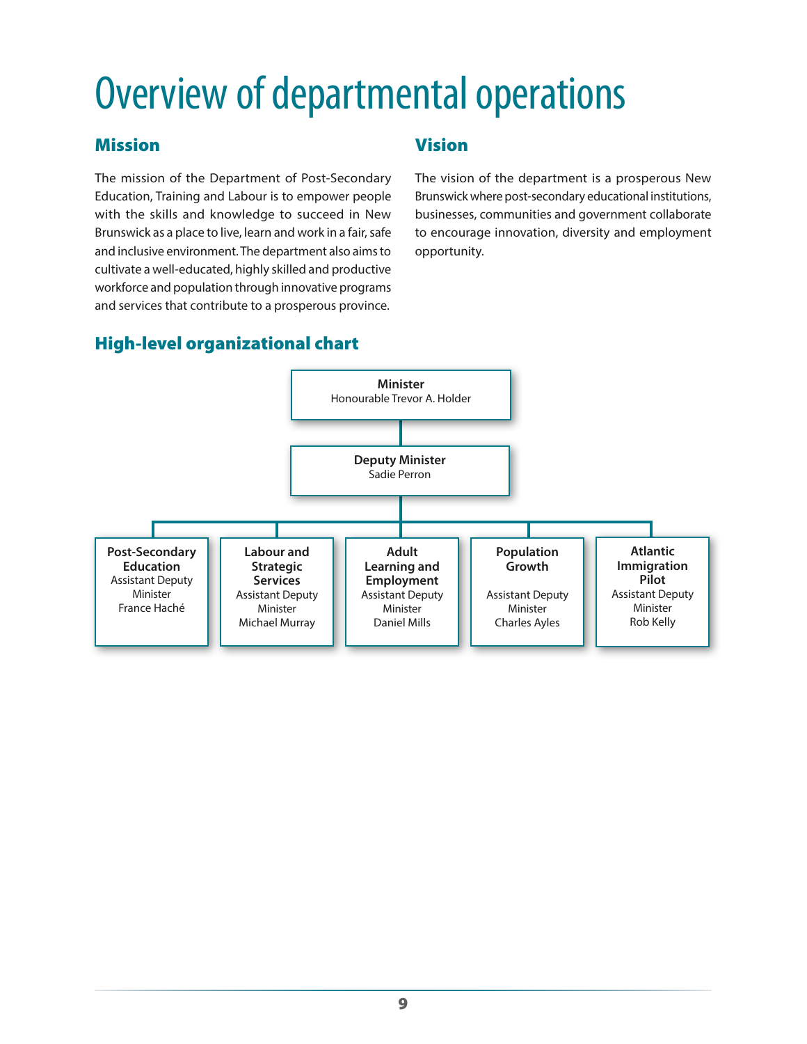# Overview of departmental operations

## Mission

The mission of the Department of Post-Secondary Education, Training and Labour is to empower people with the skills and knowledge to succeed in New Brunswick as a place to live, learn and work in a fair, safe and inclusive environment. The department also aims to cultivate a well-educated, highly skilled and productive workforce and population through innovative programs and services that contribute to a prosperous province.

## Vision

The vision of the department is a prosperous New Brunswick where post-secondary educational institutions, businesses, communities and government collaborate to encourage innovation, diversity and employment opportunity.

## High-level organizational chart

**Minister**
Honourable Trevor A. Holder

**Deputy Minister**
Sadie Perron

- **Post-Secondary Education** – Assistant Deputy Minister, France Haché
- **Labour and Strategic Services** – Assistant Deputy Minister, Michael Murray
- **Adult Learning and Employment** – Assistant Deputy Minister, Daniel Mills
- **Population Growth** – Assistant Deputy Minister, Charles Ayles
- **Atlantic Immigration Pilot** – Assistant Deputy Minister, Rob Kelly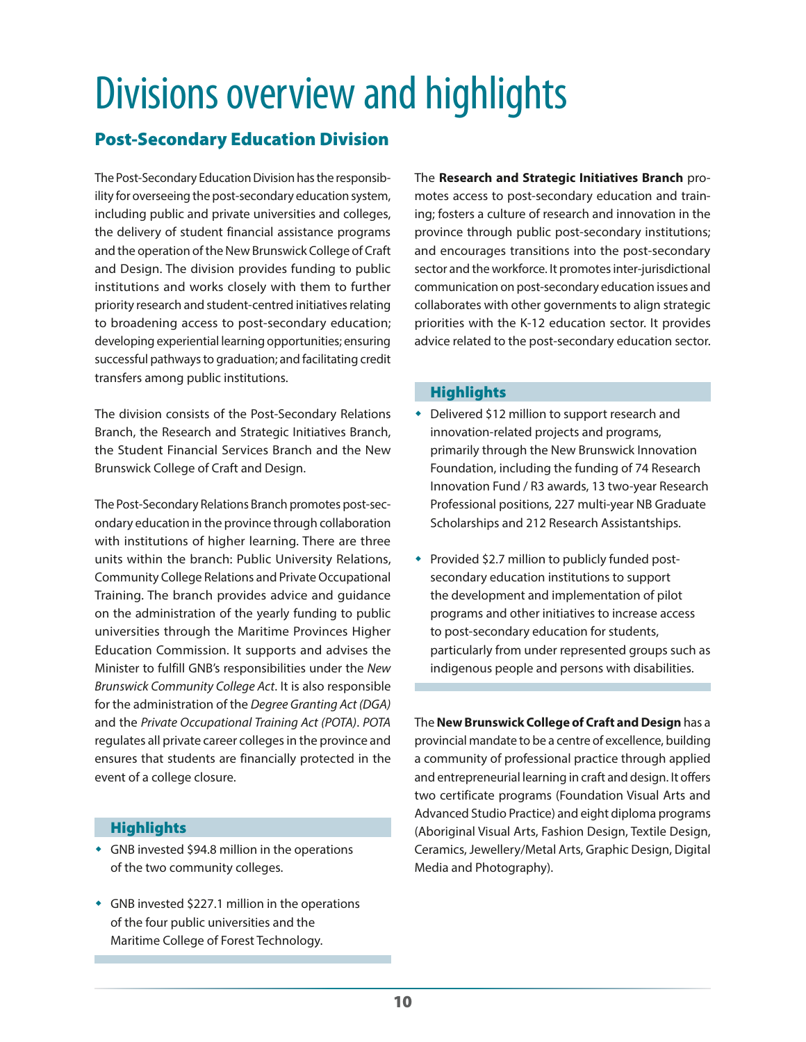# Divisions overview and highlights

## Post-Secondary Education Division

The Post-Secondary Education Division has the responsibility for overseeing the post-secondary education system, including public and private universities and colleges, the delivery of student financial assistance programs and the operation of the New Brunswick College of Craft and Design. The division provides funding to public institutions and works closely with them to further priority research and student-centred initiatives relating to broadening access to post-secondary education; developing experiential learning opportunities; ensuring successful pathways to graduation; and facilitating credit transfers among public institutions.

The division consists of the Post-Secondary Relations Branch, the Research and Strategic Initiatives Branch, the Student Financial Services Branch and the New Brunswick College of Craft and Design.

The Post-Secondary Relations Branch promotes post-secondary education in the province through collaboration with institutions of higher learning. There are three units within the branch: Public University Relations, Community College Relations and Private Occupational Training. The branch provides advice and guidance on the administration of the yearly funding to public universities through the Maritime Provinces Higher Education Commission. It supports and advises the Minister to fulfill GNB's responsibilities under the *New Brunswick Community College Act*. It is also responsible for the administration of the *Degree Granting Act (DGA)* and the *Private Occupational Training Act (POTA)*. *POTA* regulates all private career colleges in the province and ensures that students are financially protected in the event of a college closure.

### Highlights

- GNB invested $94.8 million in the operations of the two community colleges.
- GNB invested $227.1 million in the operations of the four public universities and the Maritime College of Forest Technology.

The **Research and Strategic Initiatives Branch** promotes access to post-secondary education and training; fosters a culture of research and innovation in the province through public post-secondary institutions; and encourages transitions into the post-secondary sector and the workforce. It promotes inter-jurisdictional communication on post-secondary education issues and collaborates with other governments to align strategic priorities with the K-12 education sector. It provides advice related to the post-secondary education sector.

### Highlights

- Delivered $12 million to support research and innovation-related projects and programs, primarily through the New Brunswick Innovation Foundation, including the funding of 74 Research Innovation Fund / R3 awards, 13 two-year Research Professional positions, 227 multi-year NB Graduate Scholarships and 212 Research Assistantships.
- Provided $2.7 million to publicly funded post-secondary education institutions to support the development and implementation of pilot programs and other initiatives to increase access to post-secondary education for students, particularly from under represented groups such as indigenous people and persons with disabilities.

The **New Brunswick College of Craft and Design** has a provincial mandate to be a centre of excellence, building a community of professional practice through applied and entrepreneurial learning in craft and design. It offers two certificate programs (Foundation Visual Arts and Advanced Studio Practice) and eight diploma programs (Aboriginal Visual Arts, Fashion Design, Textile Design, Ceramics, Jewellery/Metal Arts, Graphic Design, Digital Media and Photography).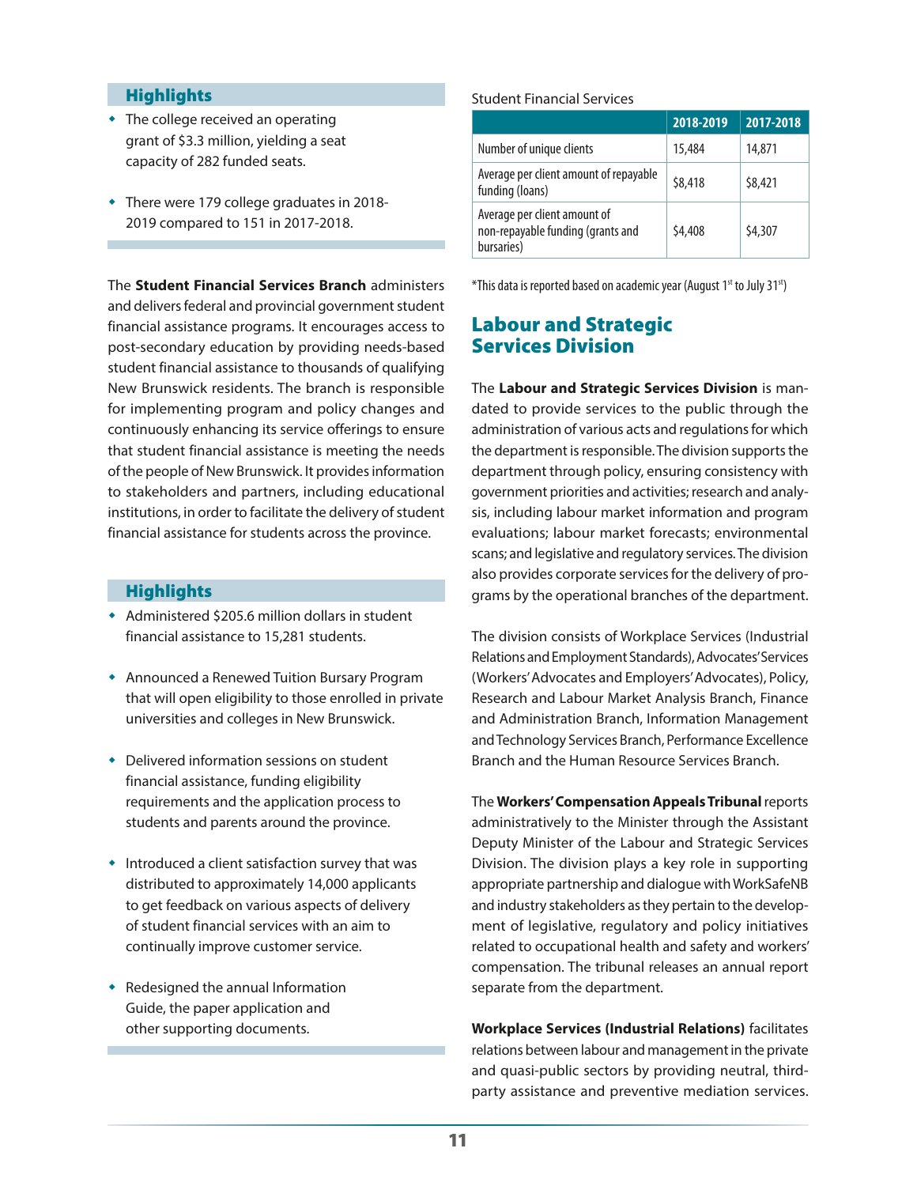### Highlights

- The college received an operating grant of $3.3 million, yielding a seat capacity of 282 funded seats.
- There were 179 college graduates in 2018-2019 compared to 151 in 2017-2018.

The **Student Financial Services Branch** administers and delivers federal and provincial government student financial assistance programs. It encourages access to post-secondary education by providing needs-based student financial assistance to thousands of qualifying New Brunswick residents. The branch is responsible for implementing program and policy changes and continuously enhancing its service offerings to ensure that student financial assistance is meeting the needs of the people of New Brunswick. It provides information to stakeholders and partners, including educational institutions, in order to facilitate the delivery of student financial assistance for students across the province.

### Highlights

- Administered $205.6 million dollars in student financial assistance to 15,281 students.
- Announced a Renewed Tuition Bursary Program that will open eligibility to those enrolled in private universities and colleges in New Brunswick.
- Delivered information sessions on student financial assistance, funding eligibility requirements and the application process to students and parents around the province.
- Introduced a client satisfaction survey that was distributed to approximately 14,000 applicants to get feedback on various aspects of delivery of student financial services with an aim to continually improve customer service.
- Redesigned the annual Information Guide, the paper application and other supporting documents.

Student Financial Services

| | 2018-2019 | 2017-2018 |
|---|---|---|
| Number of unique clients | 15,484 | 14,871 |
| Average per client amount of repayable funding (loans) | $8,418 | $8,421 |
| Average per client amount of non-repayable funding (grants and bursaries) | $4,408 | $4,307 |

*This data is reported based on academic year (August 1st to July 31st)

## Labour and Strategic Services Division

The **Labour and Strategic Services Division** is mandated to provide services to the public through the administration of various acts and regulations for which the department is responsible. The division supports the department through policy, ensuring consistency with government priorities and activities; research and analysis, including labour market information and program evaluations; labour market forecasts; environmental scans; and legislative and regulatory services. The division also provides corporate services for the delivery of programs by the operational branches of the department.

The division consists of Workplace Services (Industrial Relations and Employment Standards), Advocates' Services (Workers' Advocates and Employers' Advocates), Policy, Research and Labour Market Analysis Branch, Finance and Administration Branch, Information Management and Technology Services Branch, Performance Excellence Branch and the Human Resource Services Branch.

The **Workers' Compensation Appeals Tribunal** reports administratively to the Minister through the Assistant Deputy Minister of the Labour and Strategic Services Division. The division plays a key role in supporting appropriate partnership and dialogue with WorkSafeNB and industry stakeholders as they pertain to the development of legislative, regulatory and policy initiatives related to occupational health and safety and workers' compensation. The tribunal releases an annual report separate from the department.

**Workplace Services (Industrial Relations)** facilitates relations between labour and management in the private and quasi-public sectors by providing neutral, third-party assistance and preventive mediation services.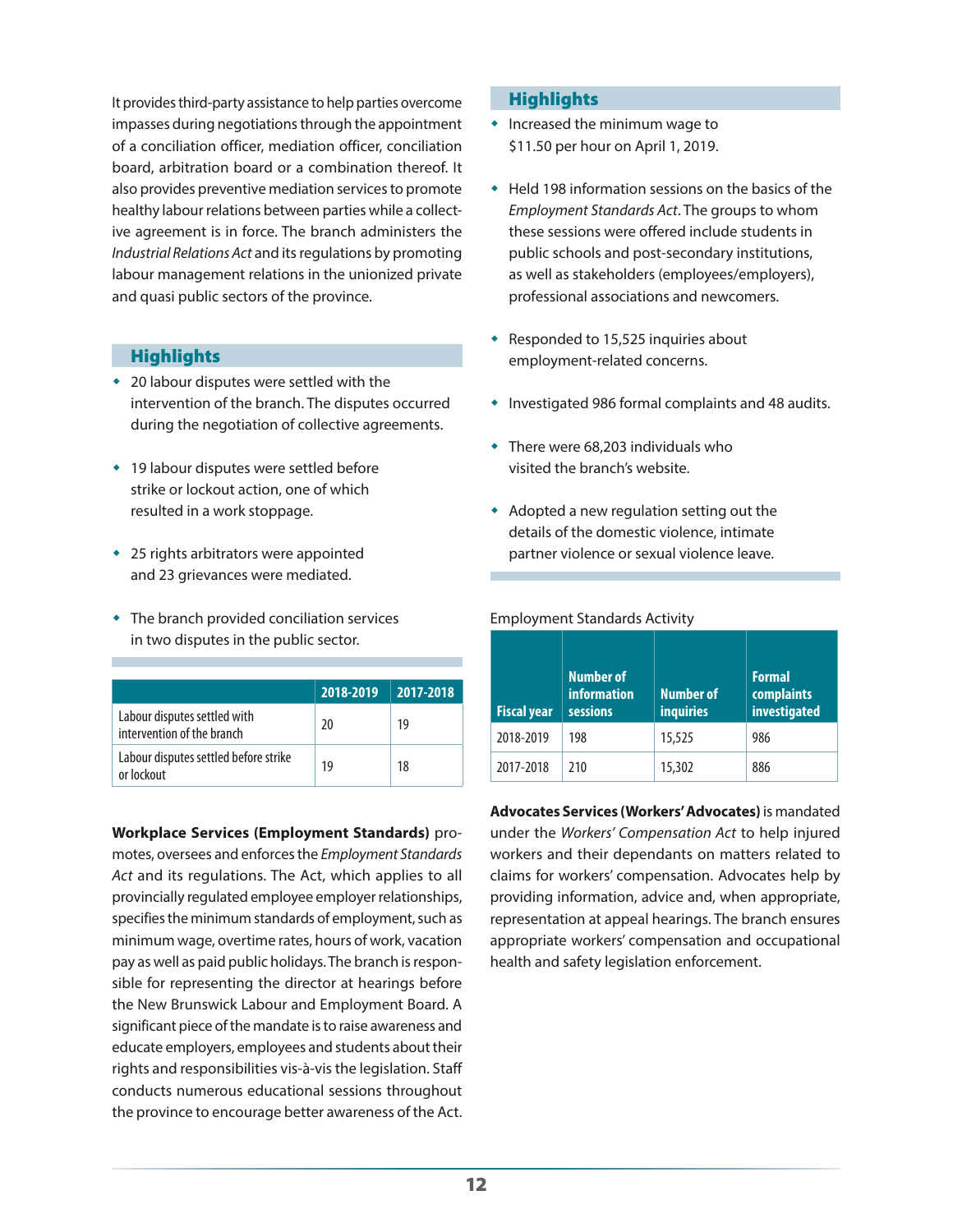It provides third-party assistance to help parties overcome impasses during negotiations through the appointment of a conciliation officer, mediation officer, conciliation board, arbitration board or a combination thereof. It also provides preventive mediation services to promote healthy labour relations between parties while a collective agreement is in force. The branch administers the *Industrial Relations Act* and its regulations by promoting labour management relations in the unionized private and quasi public sectors of the province.

## Highlights

- 20 labour disputes were settled with the intervention of the branch. The disputes occurred during the negotiation of collective agreements.
- 19 labour disputes were settled before strike or lockout action, one of which resulted in a work stoppage.
- 25 rights arbitrators were appointed and 23 grievances were mediated.
- The branch provided conciliation services in two disputes in the public sector.

| | 2018-2019 | 2017-2018 |
|---|---|---|
| Labour disputes settled with intervention of the branch | 20 | 19 |
| Labour disputes settled before strike or lockout | 19 | 18 |

**Workplace Services (Employment Standards)** promotes, oversees and enforces the *Employment Standards Act* and its regulations. The Act, which applies to all provincially regulated employee employer relationships, specifies the minimum standards of employment, such as minimum wage, overtime rates, hours of work, vacation pay as well as paid public holidays. The branch is responsible for representing the director at hearings before the New Brunswick Labour and Employment Board. A significant piece of the mandate is to raise awareness and educate employers, employees and students about their rights and responsibilities vis-à-vis the legislation. Staff conducts numerous educational sessions throughout the province to encourage better awareness of the Act.

## Highlights

- Increased the minimum wage to $11.50 per hour on April 1, 2019.
- Held 198 information sessions on the basics of the *Employment Standards Act*. The groups to whom these sessions were offered include students in public schools and post-secondary institutions, as well as stakeholders (employees/employers), professional associations and newcomers.
- Responded to 15,525 inquiries about employment-related concerns.
- Investigated 986 formal complaints and 48 audits.
- There were 68,203 individuals who visited the branch's website.
- Adopted a new regulation setting out the details of the domestic violence, intimate partner violence or sexual violence leave.

Employment Standards Activity

| Fiscal year | Number of information sessions | Number of inquiries | Formal complaints investigated |
|---|---|---|---|
| 2018-2019 | 198 | 15,525 | 986 |
| 2017-2018 | 210 | 15,302 | 886 |

**Advocates Services (Workers' Advocates)** is mandated under the *Workers' Compensation Act* to help injured workers and their dependants on matters related to claims for workers' compensation. Advocates help by providing information, advice and, when appropriate, representation at appeal hearings. The branch ensures appropriate workers' compensation and occupational health and safety legislation enforcement.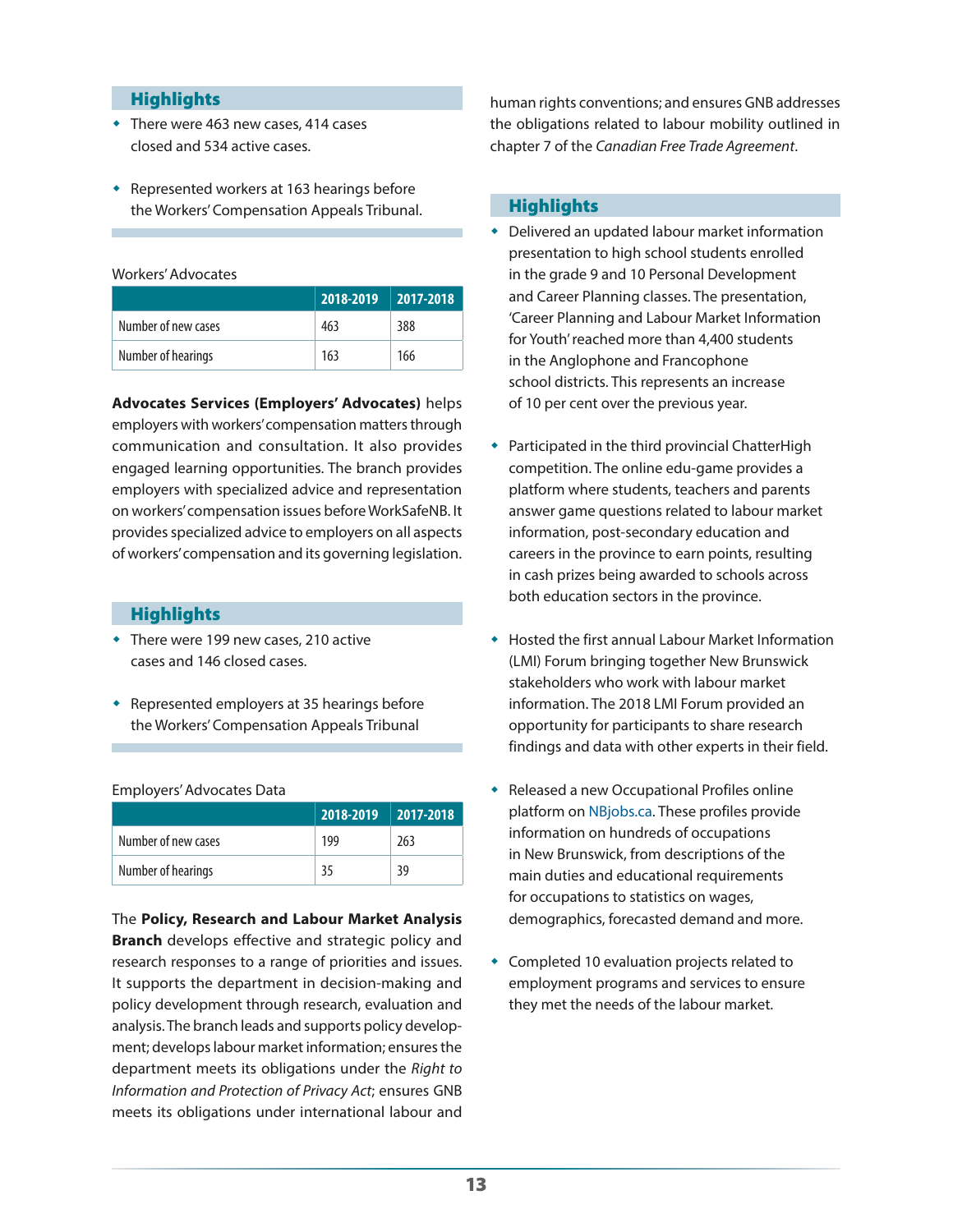### Highlights

- There were 463 new cases, 414 cases closed and 534 active cases.
- Represented workers at 163 hearings before the Workers' Compensation Appeals Tribunal.

Workers' Advocates

| | 2018-2019 | 2017-2018 |
|---|---|---|
| Number of new cases | 463 | 388 |
| Number of hearings | 163 | 166 |

**Advocates Services (Employers' Advocates)** helps employers with workers' compensation matters through communication and consultation. It also provides engaged learning opportunities. The branch provides employers with specialized advice and representation on workers' compensation issues before WorkSafeNB. It provides specialized advice to employers on all aspects of workers' compensation and its governing legislation.

### Highlights

- There were 199 new cases, 210 active cases and 146 closed cases.
- Represented employers at 35 hearings before the Workers' Compensation Appeals Tribunal

Employers' Advocates Data

| | 2018-2019 | 2017-2018 |
|---|---|---|
| Number of new cases | 199 | 263 |
| Number of hearings | 35 | 39 |

The **Policy, Research and Labour Market Analysis Branch** develops effective and strategic policy and research responses to a range of priorities and issues. It supports the department in decision-making and policy development through research, evaluation and analysis. The branch leads and supports policy development; develops labour market information; ensures the department meets its obligations under the *Right to Information and Protection of Privacy Act*; ensures GNB meets its obligations under international labour and human rights conventions; and ensures GNB addresses the obligations related to labour mobility outlined in chapter 7 of the *Canadian Free Trade Agreement*.

### Highlights

- Delivered an updated labour market information presentation to high school students enrolled in the grade 9 and 10 Personal Development and Career Planning classes. The presentation, 'Career Planning and Labour Market Information for Youth' reached more than 4,400 students in the Anglophone and Francophone school districts. This represents an increase of 10 per cent over the previous year.
- Participated in the third provincial ChatterHigh competition. The online edu-game provides a platform where students, teachers and parents answer game questions related to labour market information, post-secondary education and careers in the province to earn points, resulting in cash prizes being awarded to schools across both education sectors in the province.
- Hosted the first annual Labour Market Information (LMI) Forum bringing together New Brunswick stakeholders who work with labour market information. The 2018 LMI Forum provided an opportunity for participants to share research findings and data with other experts in their field.
- Released a new Occupational Profiles online platform on NBjobs.ca. These profiles provide information on hundreds of occupations in New Brunswick, from descriptions of the main duties and educational requirements for occupations to statistics on wages, demographics, forecasted demand and more.
- Completed 10 evaluation projects related to employment programs and services to ensure they met the needs of the labour market.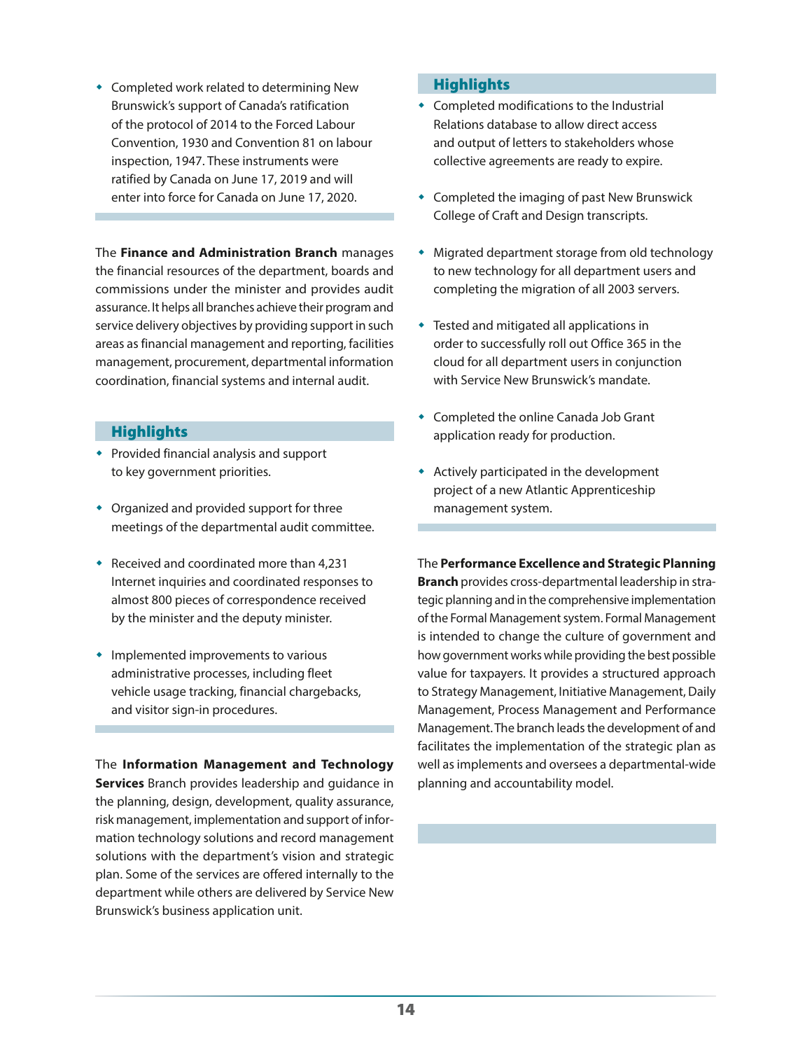- Completed work related to determining New Brunswick's support of Canada's ratification of the protocol of 2014 to the Forced Labour Convention, 1930 and Convention 81 on labour inspection, 1947. These instruments were ratified by Canada on June 17, 2019 and will enter into force for Canada on June 17, 2020.

The **Finance and Administration Branch** manages the financial resources of the department, boards and commissions under the minister and provides audit assurance. It helps all branches achieve their program and service delivery objectives by providing support in such areas as financial management and reporting, facilities management, procurement, departmental information coordination, financial systems and internal audit.

### Highlights

- Provided financial analysis and support to key government priorities.
- Organized and provided support for three meetings of the departmental audit committee.
- Received and coordinated more than 4,231 Internet inquiries and coordinated responses to almost 800 pieces of correspondence received by the minister and the deputy minister.
- Implemented improvements to various administrative processes, including fleet vehicle usage tracking, financial chargebacks, and visitor sign-in procedures.

The **Information Management and Technology Services** Branch provides leadership and guidance in the planning, design, development, quality assurance, risk management, implementation and support of information technology solutions and record management solutions with the department's vision and strategic plan. Some of the services are offered internally to the department while others are delivered by Service New Brunswick's business application unit.

### Highlights

- Completed modifications to the Industrial Relations database to allow direct access and output of letters to stakeholders whose collective agreements are ready to expire.
- Completed the imaging of past New Brunswick College of Craft and Design transcripts.
- Migrated department storage from old technology to new technology for all department users and completing the migration of all 2003 servers.
- Tested and mitigated all applications in order to successfully roll out Office 365 in the cloud for all department users in conjunction with Service New Brunswick's mandate.
- Completed the online Canada Job Grant application ready for production.
- Actively participated in the development project of a new Atlantic Apprenticeship management system.

The **Performance Excellence and Strategic Planning Branch** provides cross-departmental leadership in strategic planning and in the comprehensive implementation of the Formal Management system. Formal Management is intended to change the culture of government and how government works while providing the best possible value for taxpayers. It provides a structured approach to Strategy Management, Initiative Management, Daily Management, Process Management and Performance Management. The branch leads the development of and facilitates the implementation of the strategic plan as well as implements and oversees a departmental-wide planning and accountability model.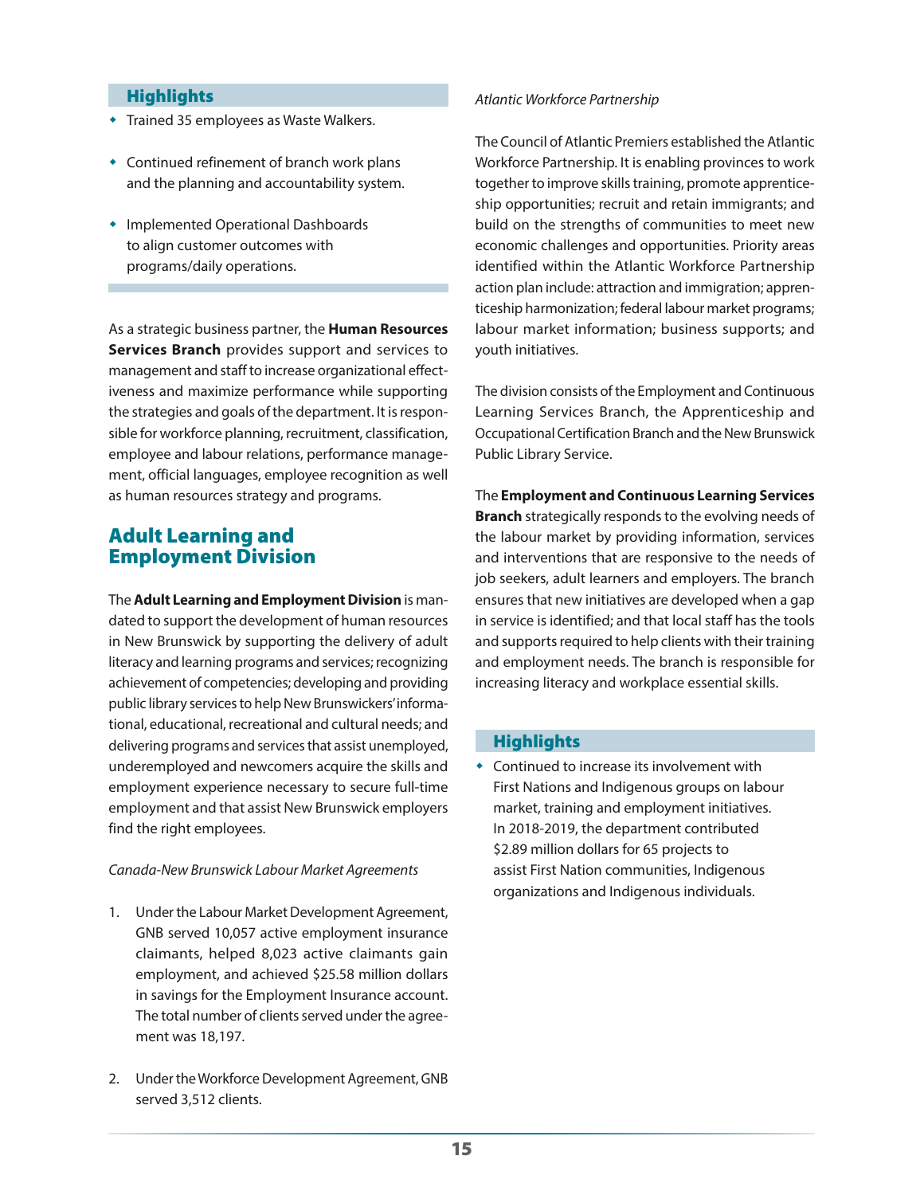### Highlights

- Trained 35 employees as Waste Walkers.
- Continued refinement of branch work plans and the planning and accountability system.
- Implemented Operational Dashboards to align customer outcomes with programs/daily operations.

As a strategic business partner, the **Human Resources Services Branch** provides support and services to management and staff to increase organizational effectiveness and maximize performance while supporting the strategies and goals of the department. It is responsible for workforce planning, recruitment, classification, employee and labour relations, performance management, official languages, employee recognition as well as human resources strategy and programs.

## Adult Learning and Employment Division

The **Adult Learning and Employment Division** is mandated to support the development of human resources in New Brunswick by supporting the delivery of adult literacy and learning programs and services; recognizing achievement of competencies; developing and providing public library services to help New Brunswickers' informational, educational, recreational and cultural needs; and delivering programs and services that assist unemployed, underemployed and newcomers acquire the skills and employment experience necessary to secure full-time employment and that assist New Brunswick employers find the right employees.

*Canada-New Brunswick Labour Market Agreements*

1. Under the Labour Market Development Agreement, GNB served 10,057 active employment insurance claimants, helped 8,023 active claimants gain employment, and achieved $25.58 million dollars in savings for the Employment Insurance account. The total number of clients served under the agreement was 18,197.
2. Under the Workforce Development Agreement, GNB served 3,512 clients.

*Atlantic Workforce Partnership*

The Council of Atlantic Premiers established the Atlantic Workforce Partnership. It is enabling provinces to work together to improve skills training, promote apprenticeship opportunities; recruit and retain immigrants; and build on the strengths of communities to meet new economic challenges and opportunities. Priority areas identified within the Atlantic Workforce Partnership action plan include: attraction and immigration; apprenticeship harmonization; federal labour market programs; labour market information; business supports; and youth initiatives.

The division consists of the Employment and Continuous Learning Services Branch, the Apprenticeship and Occupational Certification Branch and the New Brunswick Public Library Service.

The **Employment and Continuous Learning Services Branch** strategically responds to the evolving needs of the labour market by providing information, services and interventions that are responsive to the needs of job seekers, adult learners and employers. The branch ensures that new initiatives are developed when a gap in service is identified; and that local staff has the tools and supports required to help clients with their training and employment needs. The branch is responsible for increasing literacy and workplace essential skills.

### Highlights

- Continued to increase its involvement with First Nations and Indigenous groups on labour market, training and employment initiatives. In 2018-2019, the department contributed $2.89 million dollars for 65 projects to assist First Nation communities, Indigenous organizations and Indigenous individuals.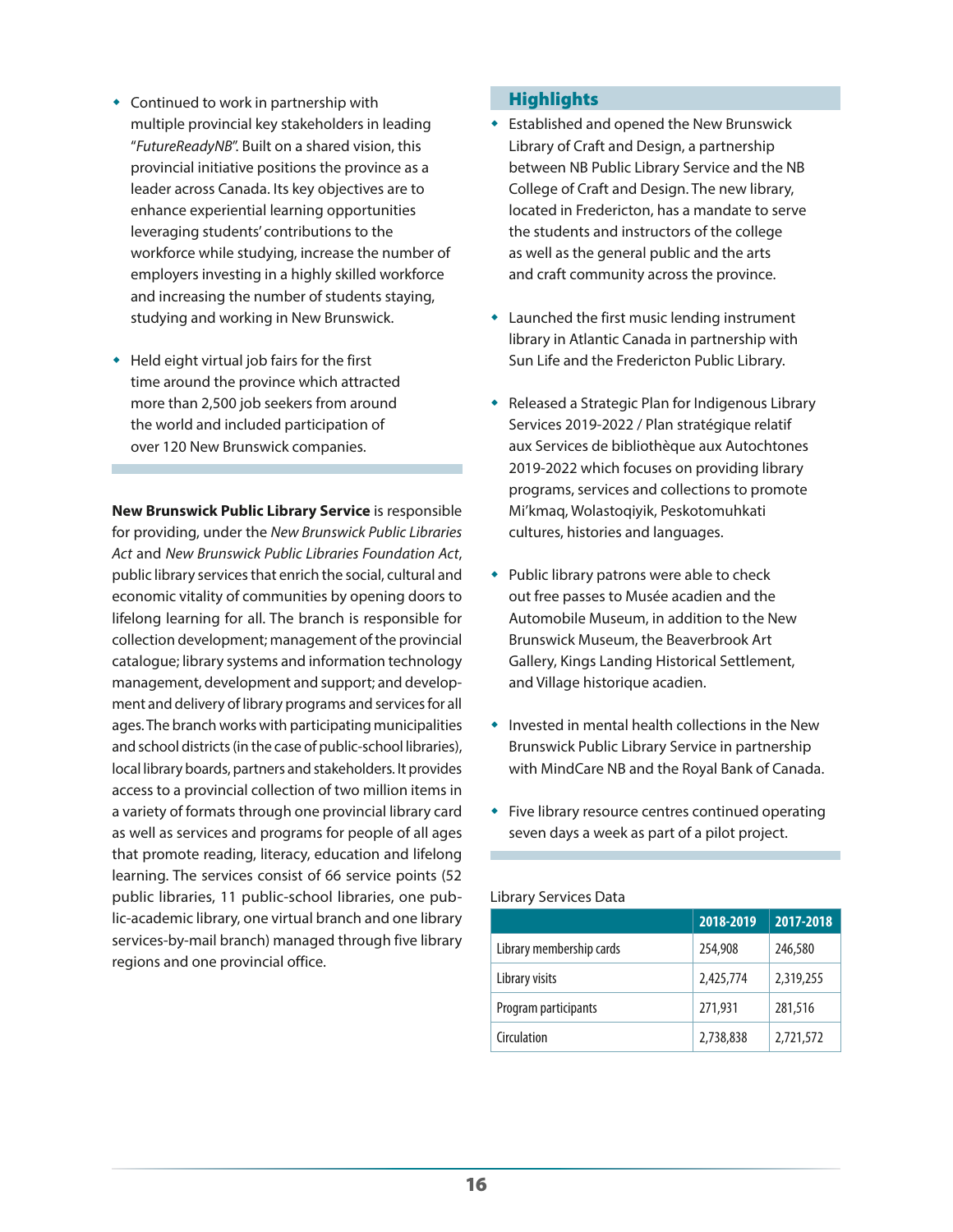- Continued to work in partnership with multiple provincial key stakeholders in leading "*FutureReadyNB*". Built on a shared vision, this provincial initiative positions the province as a leader across Canada. Its key objectives are to enhance experiential learning opportunities leveraging students' contributions to the workforce while studying, increase the number of employers investing in a highly skilled workforce and increasing the number of students staying, studying and working in New Brunswick.

- Held eight virtual job fairs for the first time around the province which attracted more than 2,500 job seekers from around the world and included participation of over 120 New Brunswick companies.

**New Brunswick Public Library Service** is responsible for providing, under the *New Brunswick Public Libraries Act* and *New Brunswick Public Libraries Foundation Act*, public library services that enrich the social, cultural and economic vitality of communities by opening doors to lifelong learning for all. The branch is responsible for collection development; management of the provincial catalogue; library systems and information technology management, development and support; and development and delivery of library programs and services for all ages. The branch works with participating municipalities and school districts (in the case of public-school libraries), local library boards, partners and stakeholders. It provides access to a provincial collection of two million items in a variety of formats through one provincial library card as well as services and programs for people of all ages that promote reading, literacy, education and lifelong learning. The services consist of 66 service points (52 public libraries, 11 public-school libraries, one public-academic library, one virtual branch and one library services-by-mail branch) managed through five library regions and one provincial office.

## Highlights

- Established and opened the New Brunswick Library of Craft and Design, a partnership between NB Public Library Service and the NB College of Craft and Design. The new library, located in Fredericton, has a mandate to serve the students and instructors of the college as well as the general public and the arts and craft community across the province.

- Launched the first music lending instrument library in Atlantic Canada in partnership with Sun Life and the Fredericton Public Library.

- Released a Strategic Plan for Indigenous Library Services 2019-2022 / Plan stratégique relatif aux Services de bibliothèque aux Autochtones 2019-2022 which focuses on providing library programs, services and collections to promote Mi'kmaq, Wolastoqiyik, Peskotomuhkati cultures, histories and languages.

- Public library patrons were able to check out free passes to Musée acadien and the Automobile Museum, in addition to the New Brunswick Museum, the Beaverbrook Art Gallery, Kings Landing Historical Settlement, and Village historique acadien.

- Invested in mental health collections in the New Brunswick Public Library Service in partnership with MindCare NB and the Royal Bank of Canada.

- Five library resource centres continued operating seven days a week as part of a pilot project.

Library Services Data

| | 2018-2019 | 2017-2018 |
|---|---|---|
| Library membership cards | 254,908 | 246,580 |
| Library visits | 2,425,774 | 2,319,255 |
| Program participants | 271,931 | 281,516 |
| Circulation | 2,738,838 | 2,721,572 |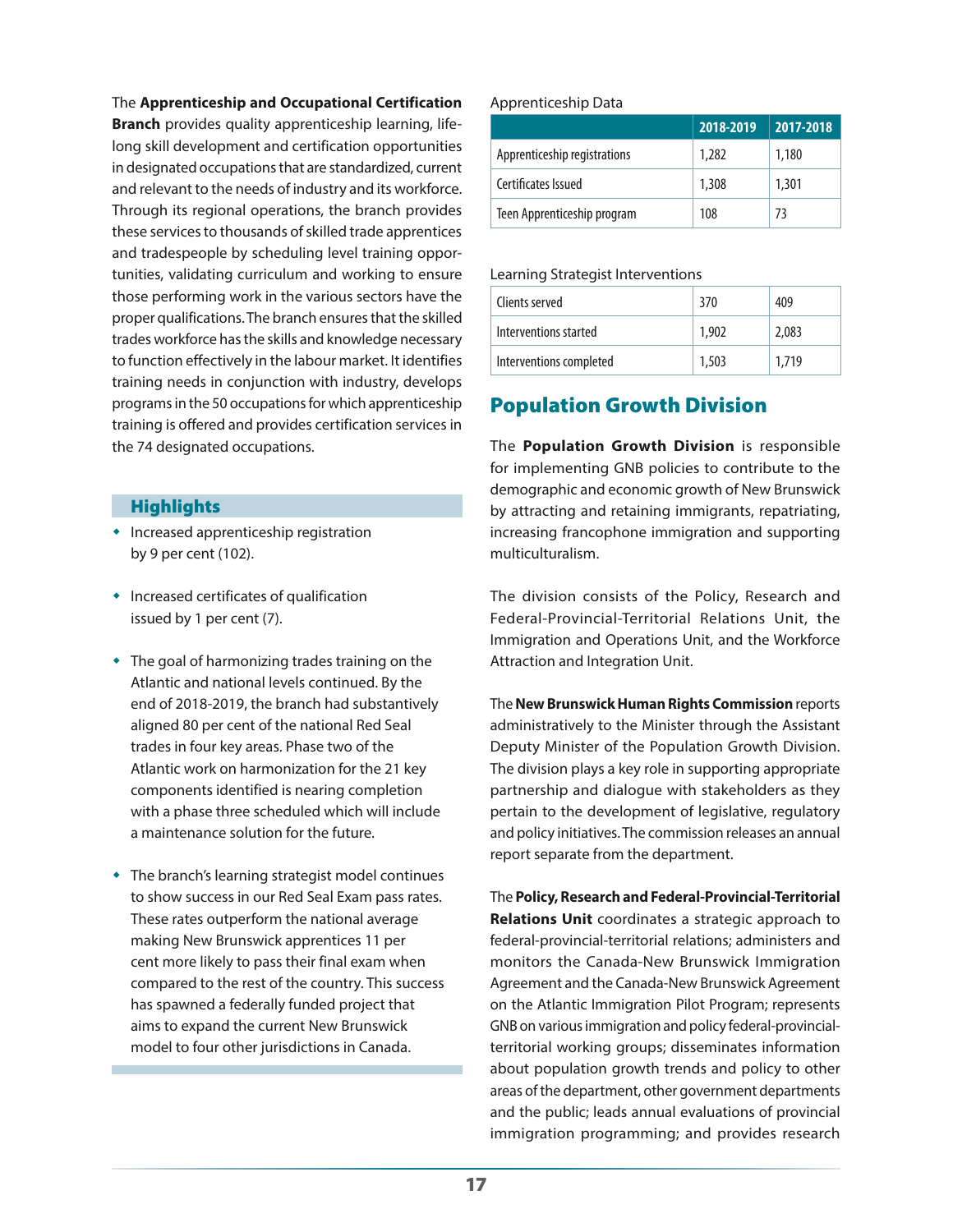The **Apprenticeship and Occupational Certification Branch** provides quality apprenticeship learning, life-long skill development and certification opportunities in designated occupations that are standardized, current and relevant to the needs of industry and its workforce. Through its regional operations, the branch provides these services to thousands of skilled trade apprentices and tradespeople by scheduling level training opportunities, validating curriculum and working to ensure those performing work in the various sectors have the proper qualifications. The branch ensures that the skilled trades workforce has the skills and knowledge necessary to function effectively in the labour market. It identifies training needs in conjunction with industry, develops programs in the 50 occupations for which apprenticeship training is offered and provides certification services in the 74 designated occupations.

### Highlights

- Increased apprenticeship registration by 9 per cent (102).
- Increased certificates of qualification issued by 1 per cent (7).
- The goal of harmonizing trades training on the Atlantic and national levels continued. By the end of 2018-2019, the branch had substantively aligned 80 per cent of the national Red Seal trades in four key areas. Phase two of the Atlantic work on harmonization for the 21 key components identified is nearing completion with a phase three scheduled which will include a maintenance solution for the future.
- The branch's learning strategist model continues to show success in our Red Seal Exam pass rates. These rates outperform the national average making New Brunswick apprentices 11 per cent more likely to pass their final exam when compared to the rest of the country. This success has spawned a federally funded project that aims to expand the current New Brunswick model to four other jurisdictions in Canada.

Apprenticeship Data

| | 2018-2019 | 2017-2018 |
|---|---|---|
| Apprenticeship registrations | 1,282 | 1,180 |
| Certificates Issued | 1,308 | 1,301 |
| Teen Apprenticeship program | 108 | 73 |

Learning Strategist Interventions

| | 2018-2019 | 2017-2018 |
|---|---|---|
| Clients served | 370 | 409 |
| Interventions started | 1,902 | 2,083 |
| Interventions completed | 1,503 | 1,719 |

## Population Growth Division

The **Population Growth Division** is responsible for implementing GNB policies to contribute to the demographic and economic growth of New Brunswick by attracting and retaining immigrants, repatriating, increasing francophone immigration and supporting multiculturalism.

The division consists of the Policy, Research and Federal-Provincial-Territorial Relations Unit, the Immigration and Operations Unit, and the Workforce Attraction and Integration Unit.

The **New Brunswick Human Rights Commission** reports administratively to the Minister through the Assistant Deputy Minister of the Population Growth Division. The division plays a key role in supporting appropriate partnership and dialogue with stakeholders as they pertain to the development of legislative, regulatory and policy initiatives. The commission releases an annual report separate from the department.

The **Policy, Research and Federal-Provincial-Territorial Relations Unit** coordinates a strategic approach to federal-provincial-territorial relations; administers and monitors the Canada-New Brunswick Immigration Agreement and the Canada-New Brunswick Agreement on the Atlantic Immigration Pilot Program; represents GNB on various immigration and policy federal-provincial-territorial working groups; disseminates information about population growth trends and policy to other areas of the department, other government departments and the public; leads annual evaluations of provincial immigration programming; and provides research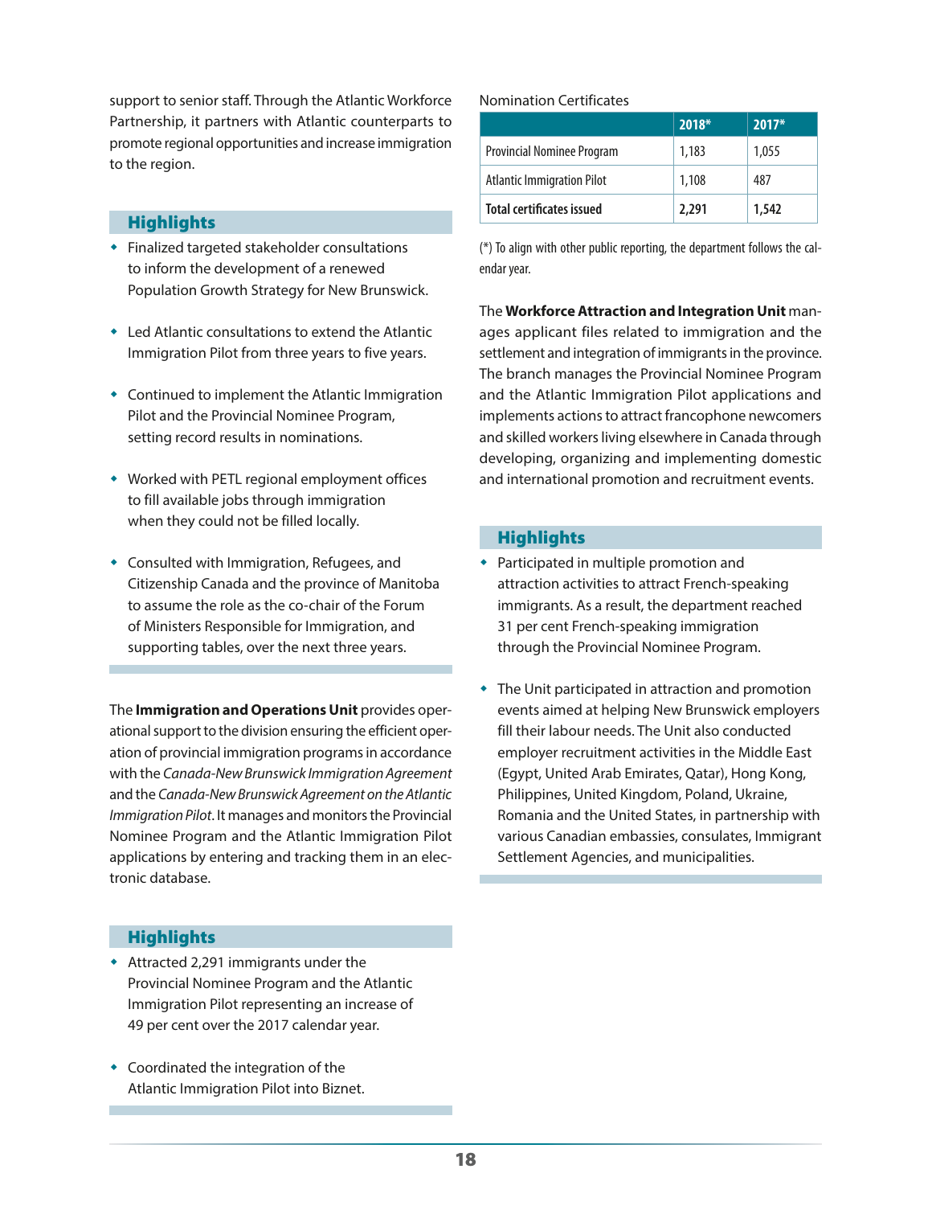support to senior staff. Through the Atlantic Workforce Partnership, it partners with Atlantic counterparts to promote regional opportunities and increase immigration to the region.

## Highlights

- Finalized targeted stakeholder consultations to inform the development of a renewed Population Growth Strategy for New Brunswick.
- Led Atlantic consultations to extend the Atlantic Immigration Pilot from three years to five years.
- Continued to implement the Atlantic Immigration Pilot and the Provincial Nominee Program, setting record results in nominations.
- Worked with PETL regional employment offices to fill available jobs through immigration when they could not be filled locally.
- Consulted with Immigration, Refugees, and Citizenship Canada and the province of Manitoba to assume the role as the co-chair of the Forum of Ministers Responsible for Immigration, and supporting tables, over the next three years.

The **Immigration and Operations Unit** provides operational support to the division ensuring the efficient operation of provincial immigration programs in accordance with the *Canada-New Brunswick Immigration Agreement* and the *Canada-New Brunswick Agreement on the Atlantic Immigration Pilot*. It manages and monitors the Provincial Nominee Program and the Atlantic Immigration Pilot applications by entering and tracking them in an electronic database.

## Highlights

- Attracted 2,291 immigrants under the Provincial Nominee Program and the Atlantic Immigration Pilot representing an increase of 49 per cent over the 2017 calendar year.
- Coordinated the integration of the Atlantic Immigration Pilot into Biznet.

Nomination Certificates

| | 2018* | 2017* |
|---|---|---|
| Provincial Nominee Program | 1,183 | 1,055 |
| Atlantic Immigration Pilot | 1,108 | 487 |
| **Total certificates issued** | **2,291** | **1,542** |

(*) To align with other public reporting, the department follows the calendar year.

The **Workforce Attraction and Integration Unit** manages applicant files related to immigration and the settlement and integration of immigrants in the province. The branch manages the Provincial Nominee Program and the Atlantic Immigration Pilot applications and implements actions to attract francophone newcomers and skilled workers living elsewhere in Canada through developing, organizing and implementing domestic and international promotion and recruitment events.

## Highlights

- Participated in multiple promotion and attraction activities to attract French-speaking immigrants. As a result, the department reached 31 per cent French-speaking immigration through the Provincial Nominee Program.
- The Unit participated in attraction and promotion events aimed at helping New Brunswick employers fill their labour needs. The Unit also conducted employer recruitment activities in the Middle East (Egypt, United Arab Emirates, Qatar), Hong Kong, Philippines, United Kingdom, Poland, Ukraine, Romania and the United States, in partnership with various Canadian embassies, consulates, Immigrant Settlement Agencies, and municipalities.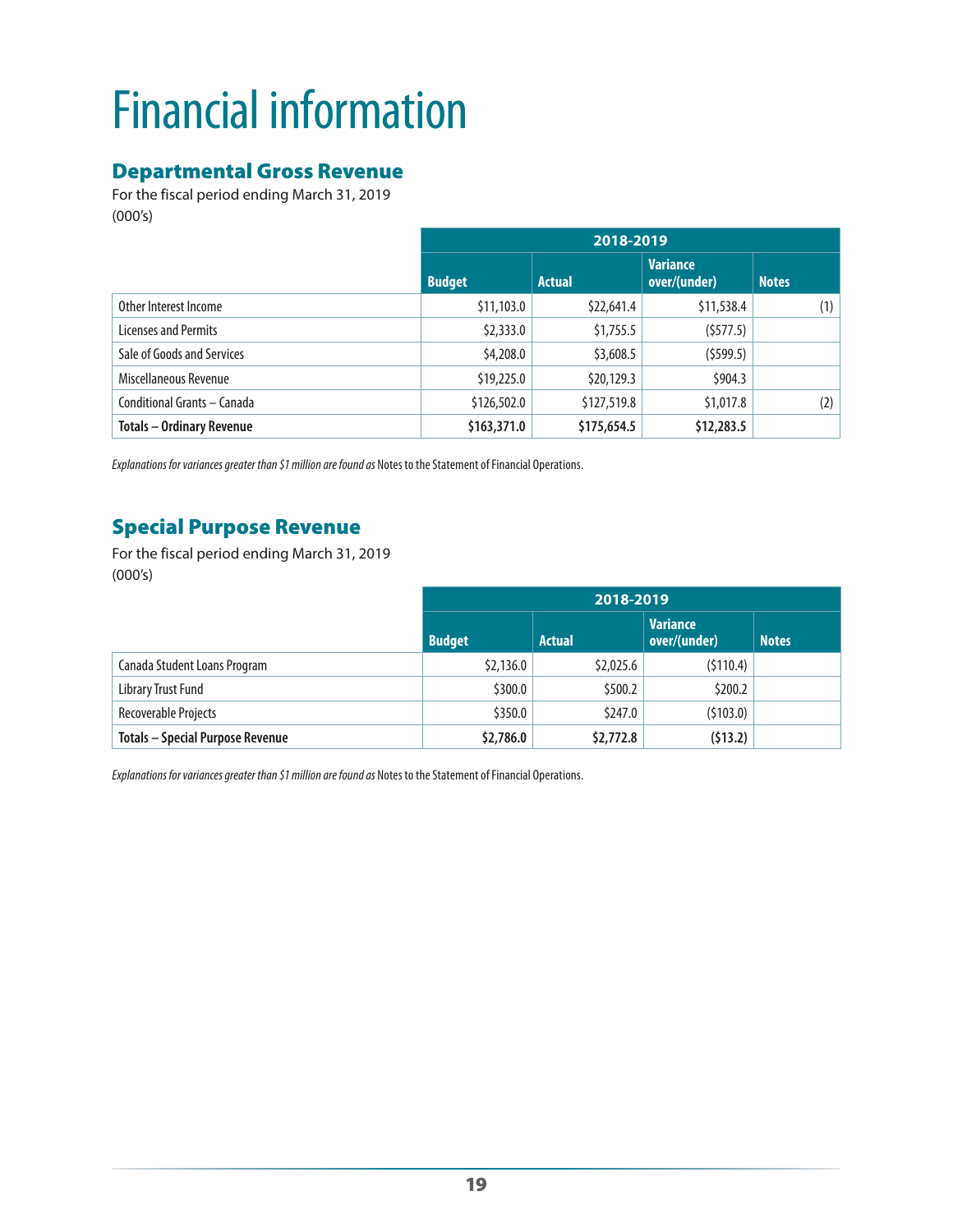# Financial information

## Departmental Gross Revenue

For the fiscal period ending March 31, 2019
(000's)

| | 2018-2019 | | | |
|---|---|---|---|---|
| | Budget | Actual | Variance over/(under) | Notes |
| Other Interest Income | $11,103.0 | $22,641.4 | $11,538.4 | (1) |
| Licenses and Permits | $2,333.0 | $1,755.5 | ($577.5) | |
| Sale of Goods and Services | $4,208.0 | $3,608.5 | ($599.5) | |
| Miscellaneous Revenue | $19,225.0 | $20,129.3 | $904.3 | |
| Conditional Grants – Canada | $126,502.0 | $127,519.8 | $1,017.8 | (2) |
| **Totals – Ordinary Revenue** | **$163,371.0** | **$175,654.5** | **$12,283.5** | |

*Explanations for variances greater than $1 million are found as* Notes to the Statement of Financial Operations.

## Special Purpose Revenue

For the fiscal period ending March 31, 2019
(000's)

| | 2018-2019 | | | |
|---|---|---|---|---|
| | Budget | Actual | Variance over/(under) | Notes |
| Canada Student Loans Program | $2,136.0 | $2,025.6 | ($110.4) | |
| Library Trust Fund | $300.0 | $500.2 | $200.2 | |
| Recoverable Projects | $350.0 | $247.0 | ($103.0) | |
| **Totals – Special Purpose Revenue** | **$2,786.0** | **$2,772.8** | **($13.2)** | |

*Explanations for variances greater than $1 million are found as* Notes to the Statement of Financial Operations.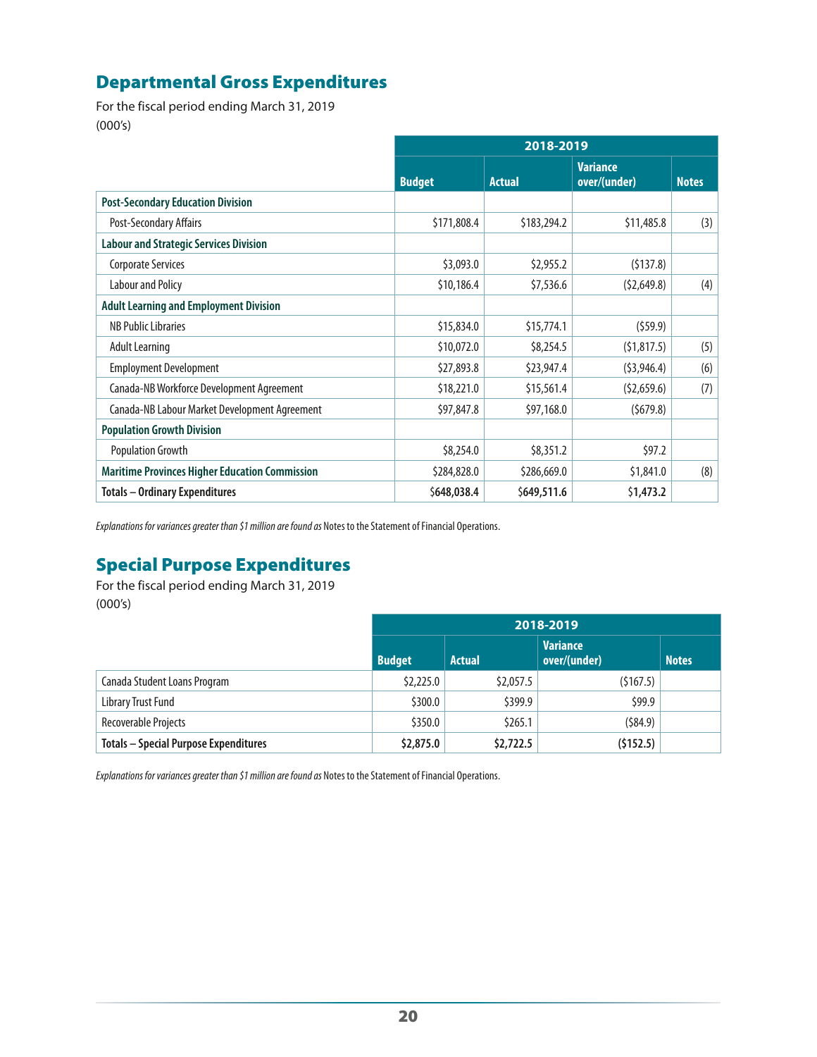## Departmental Gross Expenditures

For the fiscal period ending March 31, 2019
(000's)

| | 2018-2019 | | | |
|---|---|---|---|---|
| | **Budget** | **Actual** | **Variance over/(under)** | **Notes** |
| **Post-Secondary Education Division** | | | | |
| Post-Secondary Affairs | $171,808.4 | $183,294.2 | $11,485.8 | (3) |
| **Labour and Strategic Services Division** | | | | |
| Corporate Services | $3,093.0 | $2,955.2 | ($137.8) | |
| Labour and Policy | $10,186.4 | $7,536.6 | ($2,649.8) | (4) |
| **Adult Learning and Employment Division** | | | | |
| NB Public Libraries | $15,834.0 | $15,774.1 | ($59.9) | |
| Adult Learning | $10,072.0 | $8,254.5 | ($1,817.5) | (5) |
| Employment Development | $27,893.8 | $23,947.4 | ($3,946.4) | (6) |
| Canada-NB Workforce Development Agreement | $18,221.0 | $15,561.4 | ($2,659.6) | (7) |
| Canada-NB Labour Market Development Agreement | $97,847.8 | $97,168.0 | ($679.8) | |
| **Population Growth Division** | | | | |
| Population Growth | $8,254.0 | $8,351.2 | $97.2 | |
| **Maritime Provinces Higher Education Commission** | $284,828.0 | $286,669.0 | $1,841.0 | (8) |
| **Totals – Ordinary Expenditures** | **$648,038.4** | **$649,511.6** | **$1,473.2** | |

*Explanations for variances greater than $1 million are found as* Notes to the Statement of Financial Operations.

## Special Purpose Expenditures

For the fiscal period ending March 31, 2019
(000's)

| | 2018-2019 | | | |
|---|---|---|---|---|
| | **Budget** | **Actual** | **Variance over/(under)** | **Notes** |
| Canada Student Loans Program | $2,225.0 | $2,057.5 | ($167.5) | |
| Library Trust Fund | $300.0 | $399.9 | $99.9 | |
| Recoverable Projects | $350.0 | $265.1 | ($84.9) | |
| **Totals – Special Purpose Expenditures** | **$2,875.0** | **$2,722.5** | **($152.5)** | |

*Explanations for variances greater than $1 million are found as* Notes to the Statement of Financial Operations.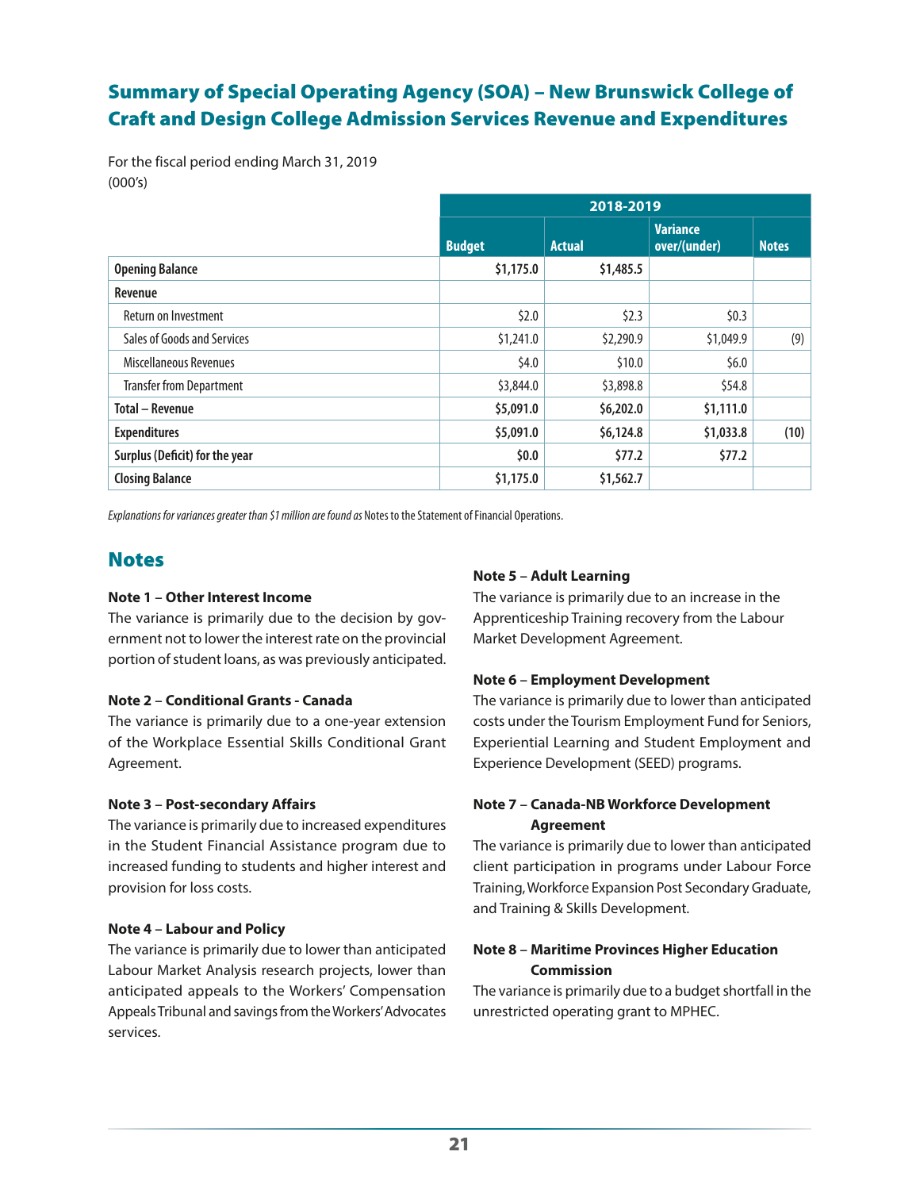## Summary of Special Operating Agency (SOA) – New Brunswick College of Craft and Design College Admission Services Revenue and Expenditures

For the fiscal period ending March 31, 2019
(000's)

| | 2018-2019 | | | |
|---|---|---|---|---|
| | Budget | Actual | Variance over/(under) | Notes |
| **Opening Balance** | **$1,175.0** | **$1,485.5** | | |
| **Revenue** | | | | |
| Return on Investment | $2.0 | $2.3 | $0.3 | |
| Sales of Goods and Services | $1,241.0 | $2,290.9 | $1,049.9 | (9) |
| Miscellaneous Revenues | $4.0 | $10.0 | $6.0 | |
| Transfer from Department | $3,844.0 | $3,898.8 | $54.8 | |
| **Total – Revenue** | **$5,091.0** | **$6,202.0** | **$1,111.0** | |
| **Expenditures** | **$5,091.0** | **$6,124.8** | **$1,033.8** | **(10)** |
| **Surplus (Deficit) for the year** | **$0.0** | **$77.2** | **$77.2** | |
| **Closing Balance** | **$1,175.0** | **$1,562.7** | | |

*Explanations for variances greater than $1 million are found as* Notes to the Statement of Financial Operations.

## Notes

**Note 1 – Other Interest Income**
The variance is primarily due to the decision by government not to lower the interest rate on the provincial portion of student loans, as was previously anticipated.

**Note 2 – Conditional Grants - Canada**
The variance is primarily due to a one-year extension of the Workplace Essential Skills Conditional Grant Agreement.

**Note 3 – Post-secondary Affairs**
The variance is primarily due to increased expenditures in the Student Financial Assistance program due to increased funding to students and higher interest and provision for loss costs.

**Note 4 – Labour and Policy**
The variance is primarily due to lower than anticipated Labour Market Analysis research projects, lower than anticipated appeals to the Workers' Compensation Appeals Tribunal and savings from the Workers' Advocates services.

**Note 5 – Adult Learning**
The variance is primarily due to an increase in the Apprenticeship Training recovery from the Labour Market Development Agreement.

**Note 6 – Employment Development**
The variance is primarily due to lower than anticipated costs under the Tourism Employment Fund for Seniors, Experiential Learning and Student Employment and Experience Development (SEED) programs.

**Note 7 – Canada-NB Workforce Development Agreement**
The variance is primarily due to lower than anticipated client participation in programs under Labour Force Training, Workforce Expansion Post Secondary Graduate, and Training & Skills Development.

**Note 8 – Maritime Provinces Higher Education Commission**
The variance is primarily due to a budget shortfall in the unrestricted operating grant to MPHEC.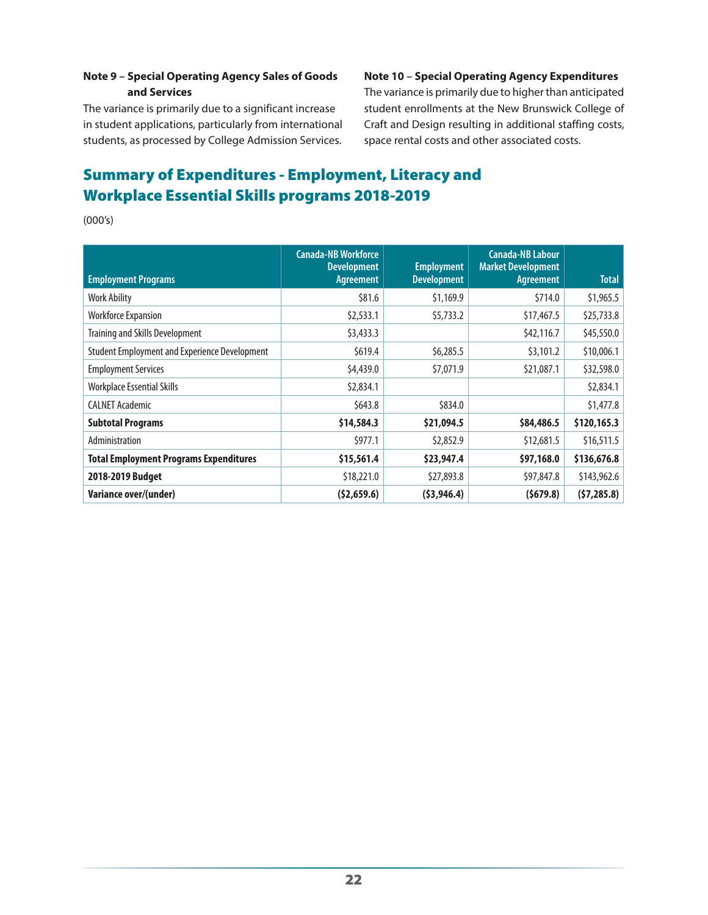**Note 9 – Special Operating Agency Sales of Goods and Services**

The variance is primarily due to a significant increase in student applications, particularly from international students, as processed by College Admission Services.

**Note 10 – Special Operating Agency Expenditures**

The variance is primarily due to higher than anticipated student enrollments at the New Brunswick College of Craft and Design resulting in additional staffing costs, space rental costs and other associated costs.

## Summary of Expenditures - Employment, Literacy and Workplace Essential Skills programs 2018-2019

(000's)

| Employment Programs | Canada-NB Workforce Development Agreement | Employment Development | Canada-NB Labour Market Development Agreement | Total |
|---|---|---|---|---|
| Work Ability | $81.6 | $1,169.9 | $714.0 | $1,965.5 |
| Workforce Expansion | $2,533.1 | $5,733.2 | $17,467.5 | $25,733.8 |
| Training and Skills Development | $3,433.3 | | $42,116.7 | $45,550.0 |
| Student Employment and Experience Development | $619.4 | $6,285.5 | $3,101.2 | $10,006.1 |
| Employment Services | $4,439.0 | $7,071.9 | $21,087.1 | $32,598.0 |
| Workplace Essential Skills | $2,834.1 | | | $2,834.1 |
| CALNET Academic | $643.8 | $834.0 | | $1,477.8 |
| **Subtotal Programs** | **$14,584.3** | **$21,094.5** | **$84,486.5** | **$120,165.3** |
| Administration | $977.1 | $2,852.9 | $12,681.5 | $16,511.5 |
| **Total Employment Programs Expenditures** | **$15,561.4** | **$23,947.4** | **$97,168.0** | **$136,676.8** |
| **2018-2019 Budget** | $18,221.0 | $27,893.8 | $97,847.8 | $143,962.6 |
| **Variance over/(under)** | **($2,659.6)** | **($3,946.4)** | **($679.8)** | **($7,285.8)** |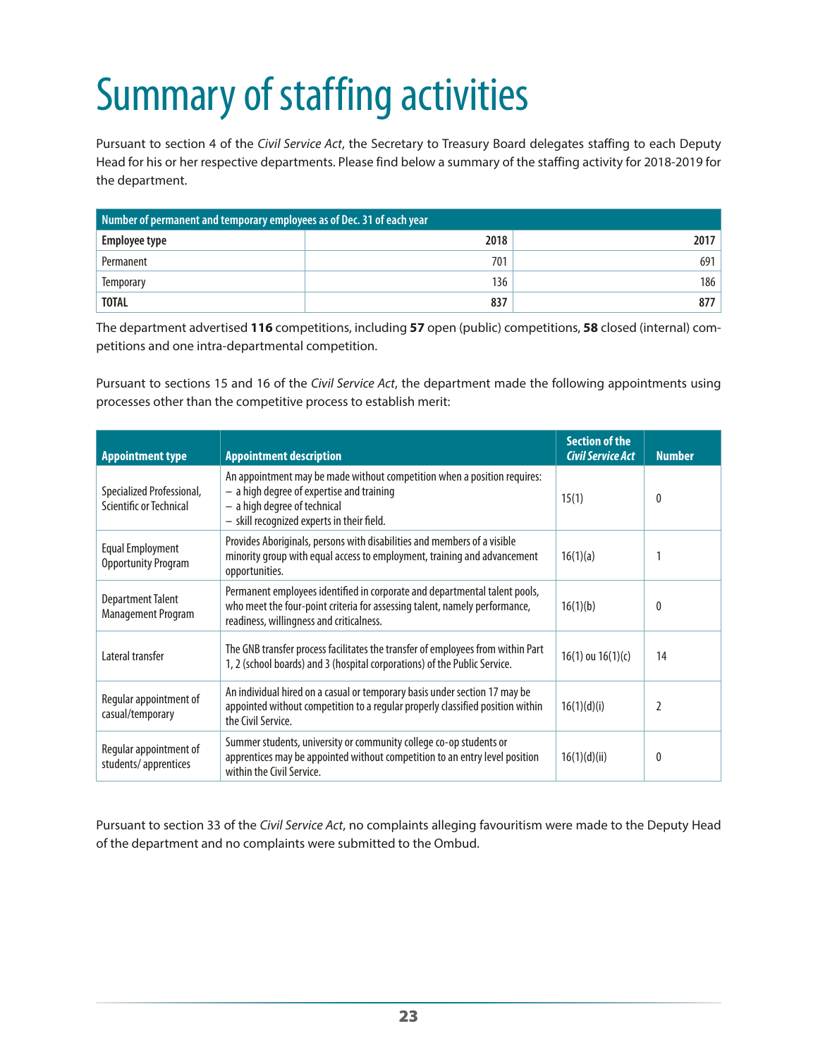# Summary of staffing activities

Pursuant to section 4 of the *Civil Service Act*, the Secretary to Treasury Board delegates staffing to each Deputy Head for his or her respective departments. Please find below a summary of the staffing activity for 2018-2019 for the department.

| Number of permanent and temporary employees as of Dec. 31 of each year | | |
|---|---|---|
| **Employee type** | **2018** | **2017** |
| Permanent | 701 | 691 |
| Temporary | 136 | 186 |
| **TOTAL** | **837** | **877** |

The department advertised **116** competitions, including **57** open (public) competitions, **58** closed (internal) competitions and one intra-departmental competition.

Pursuant to sections 15 and 16 of the *Civil Service Act*, the department made the following appointments using processes other than the competitive process to establish merit:

| Appointment type | Appointment description | Section of the *Civil Service Act* | Number |
|---|---|---|---|
| Specialized Professional, Scientific or Technical | An appointment may be made without competition when a position requires:<br>– a high degree of expertise and training<br>– a high degree of technical<br>– skill recognized experts in their field. | 15(1) | 0 |
| Equal Employment Opportunity Program | Provides Aboriginals, persons with disabilities and members of a visible minority group with equal access to employment, training and advancement opportunities. | 16(1)(a) | 1 |
| Department Talent Management Program | Permanent employees identified in corporate and departmental talent pools, who meet the four-point criteria for assessing talent, namely performance, readiness, willingness and criticalness. | 16(1)(b) | 0 |
| Lateral transfer | The GNB transfer process facilitates the transfer of employees from within Part 1, 2 (school boards) and 3 (hospital corporations) of the Public Service. | 16(1) ou 16(1)(c) | 14 |
| Regular appointment of casual/temporary | An individual hired on a casual or temporary basis under section 17 may be appointed without competition to a regular properly classified position within the Civil Service. | 16(1)(d)(i) | 2 |
| Regular appointment of students/ apprentices | Summer students, university or community college co-op students or apprentices may be appointed without competition to an entry level position within the Civil Service. | 16(1)(d)(ii) | 0 |

Pursuant to section 33 of the *Civil Service Act*, no complaints alleging favouritism were made to the Deputy Head of the department and no complaints were submitted to the Ombud.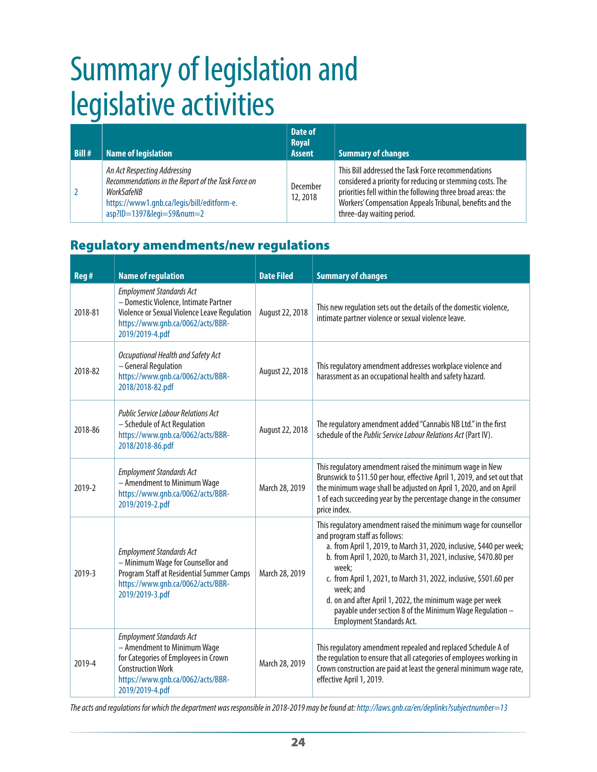# Summary of legislation and legislative activities

| Bill # | Name of legislation | Date of Royal Assent | Summary of changes |
|---|---|---|---|
| 2 | *An Act Respecting Addressing Recommendations in the Report of the Task Force on WorkSafeNB* https://www1.gnb.ca/legis/bill/editform-e.asp?ID=1397&legi=59&num=2 | December 12, 2018 | This Bill addressed the Task Force recommendations considered a priority for reducing or stemming costs. The priorities fell within the following three broad areas: the Workers' Compensation Appeals Tribunal, benefits and the three-day waiting period. |

## Regulatory amendments/new regulations

| Reg # | Name of regulation | Date Filed | Summary of changes |
|---|---|---|---|
| 2018-81 | *Employment Standards Act* – Domestic Violence, Intimate Partner Violence or Sexual Violence Leave Regulation https://www.gnb.ca/0062/acts/BBR-2019/2019-4.pdf | August 22, 2018 | This new regulation sets out the details of the domestic violence, intimate partner violence or sexual violence leave. |
| 2018-82 | *Occupational Health and Safety Act* – General Regulation https://www.gnb.ca/0062/acts/BBR-2018/2018-82.pdf | August 22, 2018 | This regulatory amendment addresses workplace violence and harassment as an occupational health and safety hazard. |
| 2018-86 | *Public Service Labour Relations Act* – Schedule of Act Regulation https://www.gnb.ca/0062/acts/BBR-2018/2018-86.pdf | August 22, 2018 | The regulatory amendment added "Cannabis NB Ltd." in the first schedule of the *Public Service Labour Relations Act* (Part IV). |
| 2019-2 | *Employment Standards Act* – Amendment to Minimum Wage https://www.gnb.ca/0062/acts/BBR-2019/2019-2.pdf | March 28, 2019 | This regulatory amendment raised the minimum wage in New Brunswick to $11.50 per hour, effective April 1, 2019, and set out that the minimum wage shall be adjusted on April 1, 2020, and on April 1 of each succeeding year by the percentage change in the consumer price index. |
| 2019-3 | *Employment Standards Act* – Minimum Wage for Counsellor and Program Staff at Residential Summer Camps https://www.gnb.ca/0062/acts/BBR-2019/2019-3.pdf | March 28, 2019 | This regulatory amendment raised the minimum wage for counsellor and program staff as follows: a. from April 1, 2019, to March 31, 2020, inclusive, $440 per week; b. from April 1, 2020, to March 31, 2021, inclusive, $470.80 per week; c. from April 1, 2021, to March 31, 2022, inclusive, $501.60 per week; and d. on and after April 1, 2022, the minimum wage per week payable under section 8 of the Minimum Wage Regulation – Employment Standards Act. |
| 2019-4 | *Employment Standards Act* – Amendment to Minimum Wage for Categories of Employees in Crown Construction Work https://www.gnb.ca/0062/acts/BBR-2019/2019-4.pdf | March 28, 2019 | This regulatory amendment repealed and replaced Schedule A of the regulation to ensure that all categories of employees working in Crown construction are paid at least the general minimum wage rate, effective April 1, 2019. |

*The acts and regulations for which the department was responsible in 2018-2019 may be found at: http://laws.gnb.ca/en/deplinks?subjectnumber=13*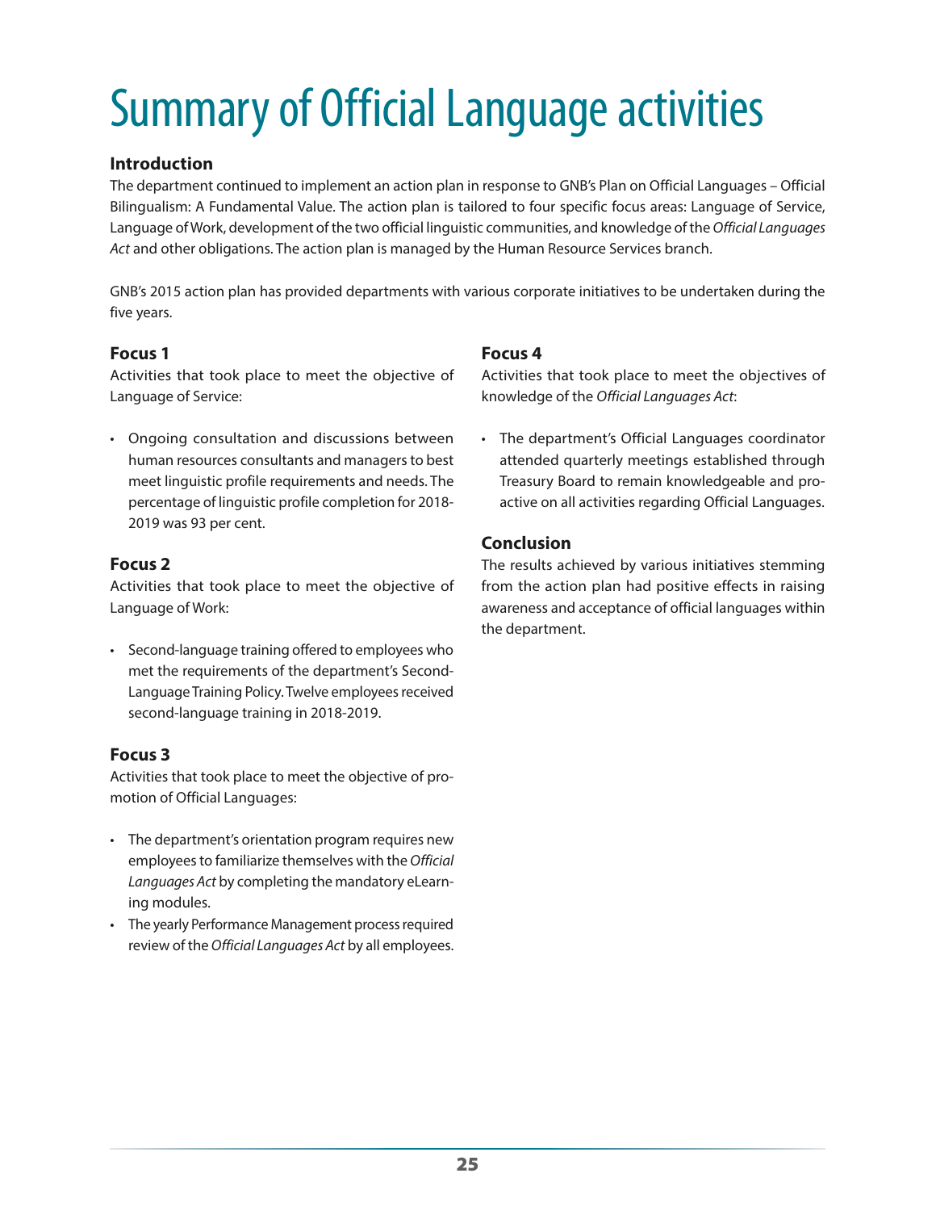# Summary of Official Language activities

## Introduction

The department continued to implement an action plan in response to GNB's Plan on Official Languages – Official Bilingualism: A Fundamental Value. The action plan is tailored to four specific focus areas: Language of Service, Language of Work, development of the two official linguistic communities, and knowledge of the *Official Languages Act* and other obligations. The action plan is managed by the Human Resource Services branch.

GNB's 2015 action plan has provided departments with various corporate initiatives to be undertaken during the five years.

### Focus 1

Activities that took place to meet the objective of Language of Service:

- Ongoing consultation and discussions between human resources consultants and managers to best meet linguistic profile requirements and needs. The percentage of linguistic profile completion for 2018-2019 was 93 per cent.

### Focus 2

Activities that took place to meet the objective of Language of Work:

- Second-language training offered to employees who met the requirements of the department's Second-Language Training Policy. Twelve employees received second-language training in 2018-2019.

### Focus 3

Activities that took place to meet the objective of promotion of Official Languages:

- The department's orientation program requires new employees to familiarize themselves with the *Official Languages Act* by completing the mandatory eLearning modules.
- The yearly Performance Management process required review of the *Official Languages Act* by all employees.

### Focus 4

Activities that took place to meet the objectives of knowledge of the *Official Languages Act*:

- The department's Official Languages coordinator attended quarterly meetings established through Treasury Board to remain knowledgeable and proactive on all activities regarding Official Languages.

## Conclusion

The results achieved by various initiatives stemming from the action plan had positive effects in raising awareness and acceptance of official languages within the department.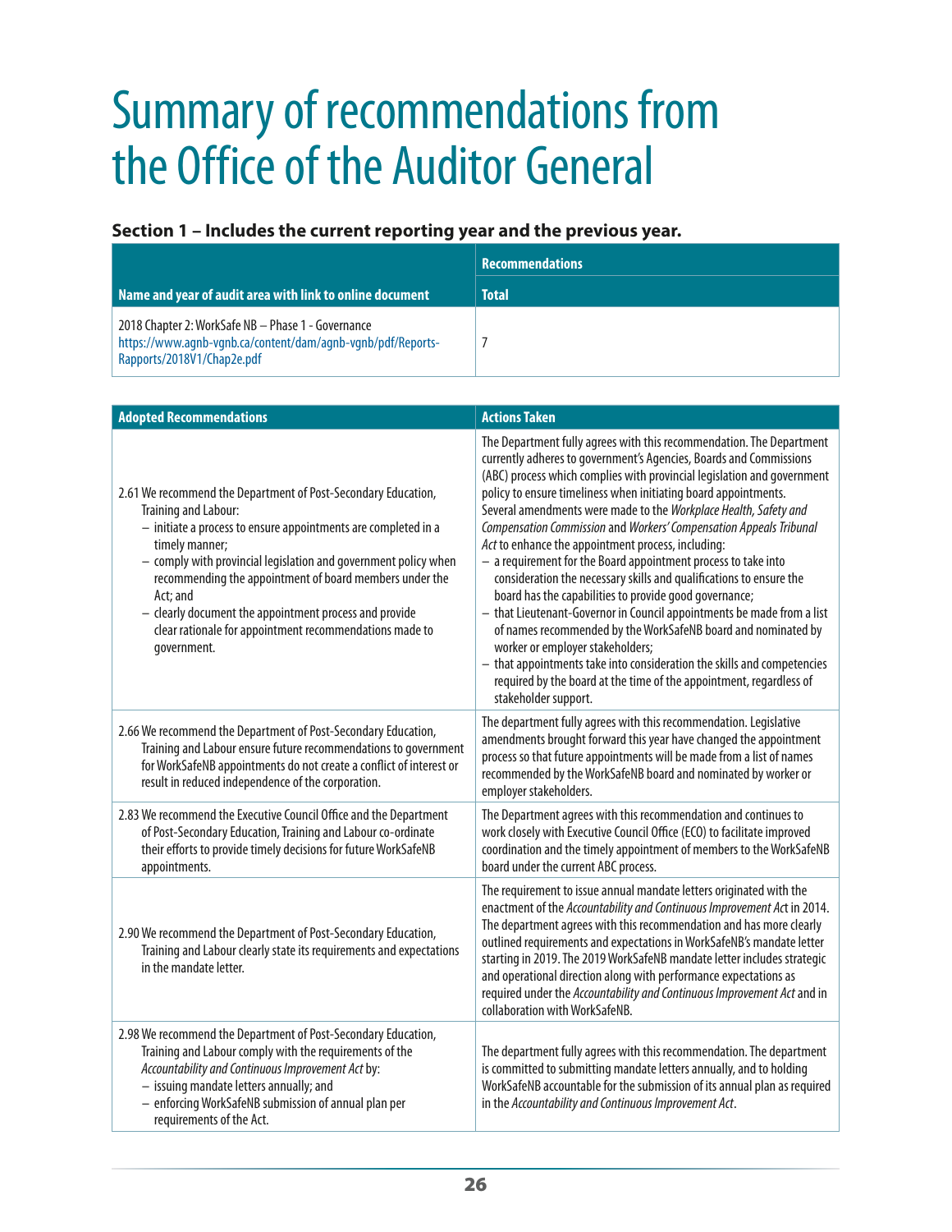# Summary of recommendations from the Office of the Auditor General

### Section 1 – Includes the current reporting year and the previous year.

| Name and year of audit area with link to online document | Recommendations |
|---|---|
| | Total |
| 2018 Chapter 2: WorkSafe NB – Phase 1 - Governance https://www.agnb-vgnb.ca/content/dam/agnb-vgnb/pdf/Reports-Rapports/2018V1/Chap2e.pdf | 7 |

| Adopted Recommendations | Actions Taken |
|---|---|
| 2.61 We recommend the Department of Post-Secondary Education, Training and Labour:<br>– initiate a process to ensure appointments are completed in a timely manner;<br>– comply with provincial legislation and government policy when recommending the appointment of board members under the Act; and<br>– clearly document the appointment process and provide clear rationale for appointment recommendations made to government. | The Department fully agrees with this recommendation. The Department currently adheres to government's Agencies, Boards and Commissions (ABC) process which complies with provincial legislation and government policy to ensure timeliness when initiating board appointments. Several amendments were made to the *Workplace Health, Safety and Compensation Commission* and *Workers' Compensation Appeals Tribunal Act* to enhance the appointment process, including:<br>– a requirement for the Board appointment process to take into consideration the necessary skills and qualifications to ensure the board has the capabilities to provide good governance;<br>– that Lieutenant-Governor in Council appointments be made from a list of names recommended by the WorkSafeNB board and nominated by worker or employer stakeholders;<br>– that appointments take into consideration the skills and competencies required by the board at the time of the appointment, regardless of stakeholder support. |
| 2.66 We recommend the Department of Post-Secondary Education, Training and Labour ensure future recommendations to government for WorkSafeNB appointments do not create a conflict of interest or result in reduced independence of the corporation. | The department fully agrees with this recommendation. Legislative amendments brought forward this year have changed the appointment process so that future appointments will be made from a list of names recommended by the WorkSafeNB board and nominated by worker or employer stakeholders. |
| 2.83 We recommend the Executive Council Office and the Department of Post-Secondary Education, Training and Labour co-ordinate their efforts to provide timely decisions for future WorkSafeNB appointments. | The Department agrees with this recommendation and continues to work closely with Executive Council Office (ECO) to facilitate improved coordination and the timely appointment of members to the WorkSafeNB board under the current ABC process. |
| 2.90 We recommend the Department of Post-Secondary Education, Training and Labour clearly state its requirements and expectations in the mandate letter. | The requirement to issue annual mandate letters originated with the enactment of the *Accountability and Continuous Improvement Act* in 2014. The department agrees with this recommendation and has more clearly outlined requirements and expectations in WorkSafeNB's mandate letter starting in 2019. The 2019 WorkSafeNB mandate letter includes strategic and operational direction along with performance expectations as required under the *Accountability and Continuous Improvement Act* and in collaboration with WorkSafeNB. |
| 2.98 We recommend the Department of Post-Secondary Education, Training and Labour comply with the requirements of the *Accountability and Continuous Improvement Act* by:<br>– issuing mandate letters annually; and<br>– enforcing WorkSafeNB submission of annual plan per requirements of the Act. | The department fully agrees with this recommendation. The department is committed to submitting mandate letters annually, and to holding WorkSafeNB accountable for the submission of its annual plan as required in the *Accountability and Continuous Improvement Act*. |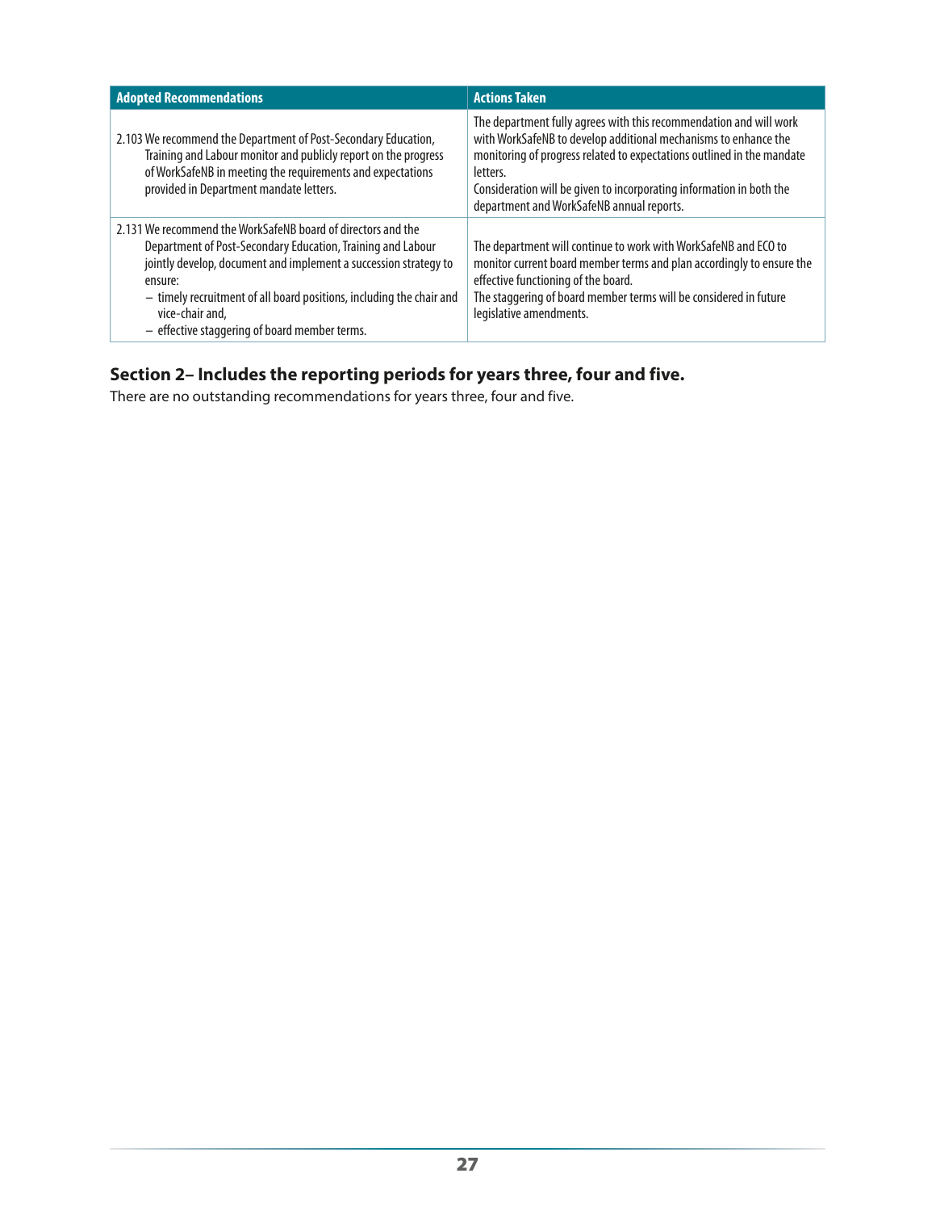| Adopted Recommendations | Actions Taken |
|---|---|
| 2.103 We recommend the Department of Post-Secondary Education, Training and Labour monitor and publicly report on the progress of WorkSafeNB in meeting the requirements and expectations provided in Department mandate letters. | The department fully agrees with this recommendation and will work with WorkSafeNB to develop additional mechanisms to enhance the monitoring of progress related to expectations outlined in the mandate letters.<br>Consideration will be given to incorporating information in both the department and WorkSafeNB annual reports. |
| 2.131 We recommend the WorkSafeNB board of directors and the Department of Post-Secondary Education, Training and Labour jointly develop, document and implement a succession strategy to ensure:<br>– timely recruitment of all board positions, including the chair and vice-chair and,<br>– effective staggering of board member terms. | The department will continue to work with WorkSafeNB and ECO to monitor current board member terms and plan accordingly to ensure the effective functioning of the board.<br>The staggering of board member terms will be considered in future legislative amendments. |

## Section 2– Includes the reporting periods for years three, four and five.

There are no outstanding recommendations for years three, four and five.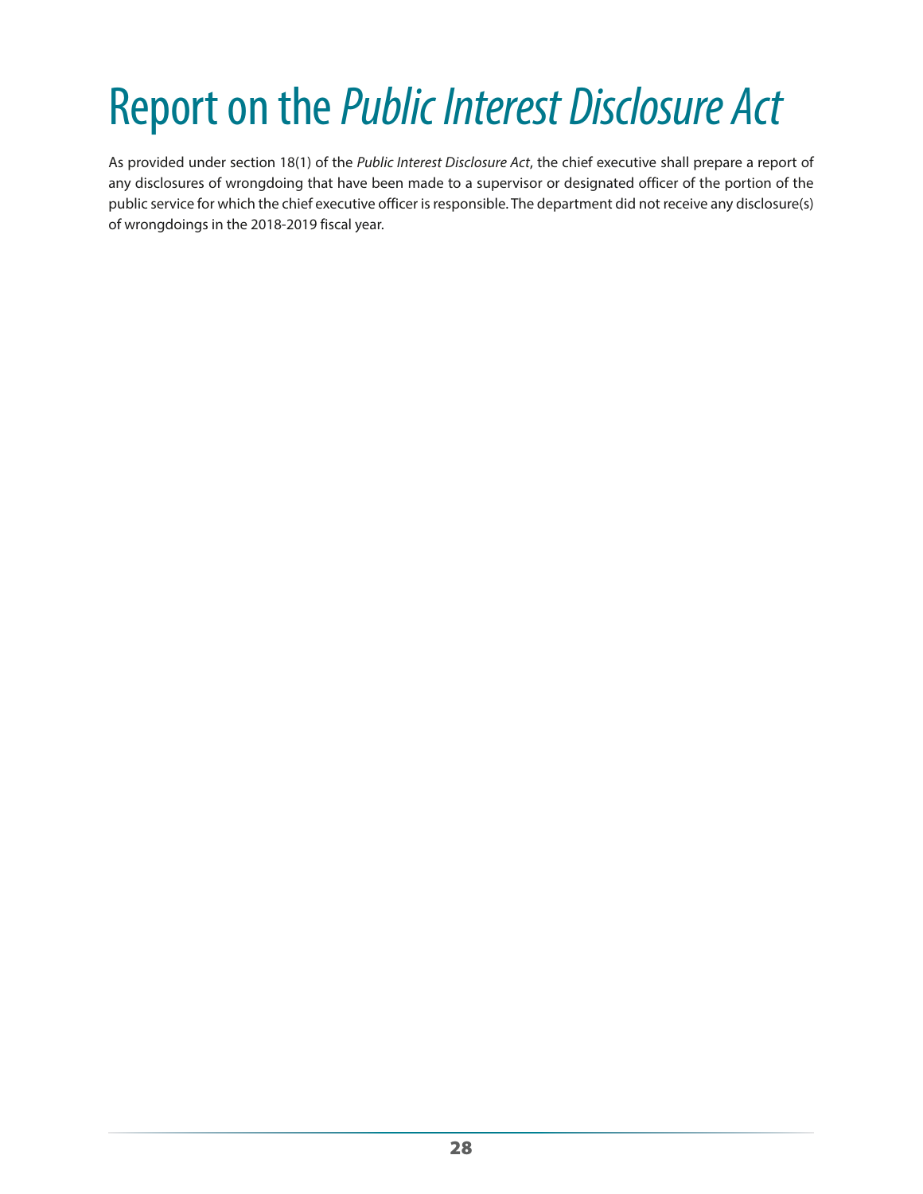# Report on the *Public Interest Disclosure Act*

As provided under section 18(1) of the *Public Interest Disclosure Act*, the chief executive shall prepare a report of any disclosures of wrongdoing that have been made to a supervisor or designated officer of the portion of the public service for which the chief executive officer is responsible. The department did not receive any disclosure(s) of wrongdoings in the 2018-2019 fiscal year.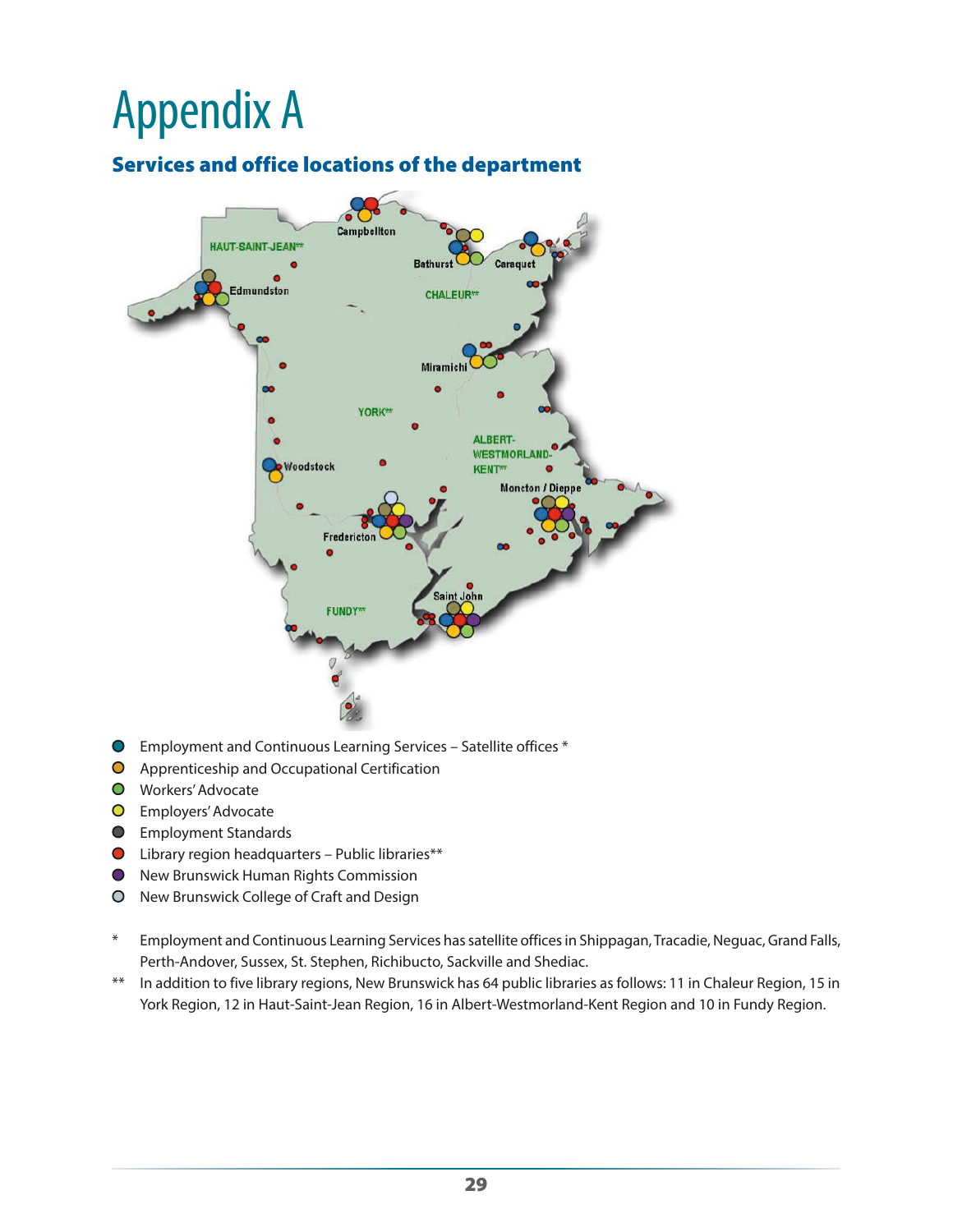# Appendix A

## Services and office locations of the department

HAUT-SAINT-JEAN**
Campbellton
Bathurst
Caraquet
Edmundston
CHALEUR**
Miramichi
YORK**
ALBERT-
WESTMORLAND-
KENT**
Woodstock
Moncton / Dieppe
Fredericton
Saint John
FUNDY**

- Employment and Continuous Learning Services – Satellite offices *
- Apprenticeship and Occupational Certification
- Workers' Advocate
- Employers' Advocate
- Employment Standards
- Library region headquarters – Public libraries**
- New Brunswick Human Rights Commission
- New Brunswick College of Craft and Design

\* Employment and Continuous Learning Services has satellite offices in Shippagan, Tracadie, Neguac, Grand Falls, Perth-Andover, Sussex, St. Stephen, Richibucto, Sackville and Shediac.

** In addition to five library regions, New Brunswick has 64 public libraries as follows: 11 in Chaleur Region, 15 in York Region, 12 in Haut-Saint-Jean Region, 16 in Albert-Westmorland-Kent Region and 10 in Fundy Region.